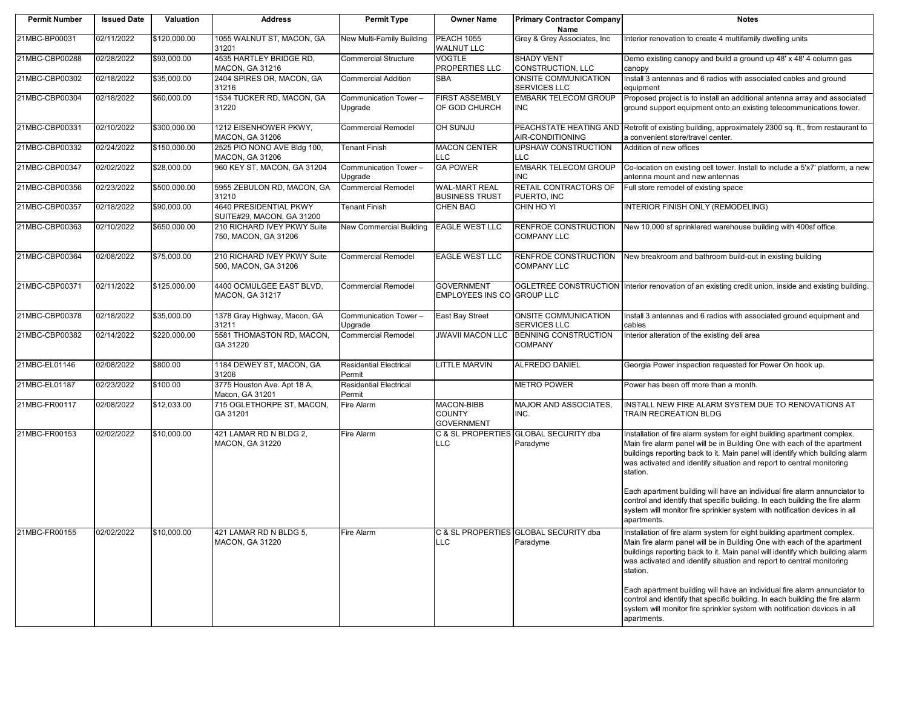| Permit Number | Issued Date | Valuation | Address | Permit Type | Owner Name | Primary Contractor Company Name | Notes |
|---|---|---|---|---|---|---|---|
| 21MBC-BP00031 | 02/11/2022 | $120,000.00 | 1055 WALNUT ST, MACON, GA 31201 | New Multi-Family Building | PEACH 1055 WALNUT LLC | Grey & Grey Associates, Inc | Interior renovation to create 4 multifamily dwelling units |
| 21MBC-CBP00288 | 02/28/2022 | $93,000.00 | 4535 HARTLEY BRIDGE RD, MACON, GA 31216 | Commercial Structure | VOGTLE PROPERTIES LLC | SHADY VENT CONSTRUCTION, LLC | Demo existing canopy and build a ground up 48' x 48' 4 column gas canopy |
| 21MBC-CBP00302 | 02/18/2022 | $35,000.00 | 2404 SPIRES DR, MACON, GA 31216 | Commercial Addition | SBA | ONSITE COMMUNICATION SERVICES LLC | Install 3 antennas and 6 radios with associated cables and ground equipment |
| 21MBC-CBP00304 | 02/18/2022 | $60,000.00 | 1534 TUCKER RD, MACON, GA 31220 | Communication Tower – Upgrade | FIRST ASSEMBLY OF GOD CHURCH | EMBARK TELECOM GROUP INC | Proposed project is to install an additional antenna array and associated ground support equipment onto an existing telecommunications tower. |
| 21MBC-CBP00331 | 02/10/2022 | $300,000.00 | 1212 EISENHOWER PKWY, MACON, GA 31206 | Commercial Remodel | OH SUNJU | PEACHSTATE HEATING AND AIR-CONDITIONING | Retrofit of existing building, approximately 2300 sq. ft., from restaurant to a convenient store/travel center. |
| 21MBC-CBP00332 | 02/24/2022 | $150,000.00 | 2525 PIO NONO AVE Bldg 100, MACON, GA 31206 | Tenant Finish | MACON CENTER LLC | UPSHAW CONSTRUCTION LLC | Addition of new offices |
| 21MBC-CBP00347 | 02/02/2022 | $28,000.00 | 960 KEY ST, MACON, GA 31204 | Communication Tower – Upgrade | GA POWER | EMBARK TELECOM GROUP INC | Co-location on existing cell tower. Install to include a 5'x7' platform, a new antenna mount and new antennas |
| 21MBC-CBP00356 | 02/23/2022 | $500,000.00 | 5955 ZEBULON RD, MACON, GA 31210 | Commercial Remodel | WAL-MART REAL BUSINESS TRUST | RETAIL CONTRACTORS OF PUERTO, INC | Full store remodel of existing space |
| 21MBC-CBP00357 | 02/18/2022 | $90,000.00 | 4640 PRESIDENTIAL PKWY SUITE#29, MACON, GA 31200 | Tenant Finish | CHEN BAO | CHIN HO YI | INTERIOR FINISH ONLY (REMODELING) |
| 21MBC-CBP00363 | 02/10/2022 | $650,000.00 | 210 RICHARD IVEY PKWY Suite 750, MACON, GA 31206 | New Commercial Building | EAGLE WEST LLC | RENFROE CONSTRUCTION COMPANY LLC | New 10,000 sf sprinklered warehouse building with 400sf office. |
| 21MBC-CBP00364 | 02/08/2022 | $75,000.00 | 210 RICHARD IVEY PKWY Suite 500, MACON, GA 31206 | Commercial Remodel | EAGLE WEST LLC | RENFROE CONSTRUCTION COMPANY LLC | New breakroom and bathroom build-out in existing building |
| 21MBC-CBP00371 | 02/11/2022 | $125,000.00 | 4400 OCMULGEE EAST BLVD, MACON, GA 31217 | Commercial Remodel | GOVERNMENT EMPLOYEES INS CO | OGLETREE CONSTRUCTION GROUP LLC | Interior renovation of an existing credit union, inside and existing building. |
| 21MBC-CBP00378 | 02/18/2022 | $35,000.00 | 1378 Gray Highway, Macon, GA 31211 | Communication Tower – Upgrade | East Bay Street | ONSITE COMMUNICATION SERVICES LLC | Install 3 antennas and 6 radios with associated ground equipment and cables |
| 21MBC-CBP00382 | 02/14/2022 | $220,000.00 | 5581 THOMASTON RD, MACON, GA 31220 | Commercial Remodel | JWAVII MACON LLC | BENNING CONSTRUCTION COMPANY | Interior alteration of the existing deli area |
| 21MBC-EL01146 | 02/08/2022 | $800.00 | 1184 DEWEY ST, MACON, GA 31206 | Residential Electrical Permit | LITTLE MARVIN | ALFREDO DANIEL | Georgia Power inspection requested for Power On hook up. |
| 21MBC-EL01187 | 02/23/2022 | $100.00 | 3775 Houston Ave. Apt 18 A, Macon, GA 31201 | Residential Electrical Permit | | METRO POWER | Power has been off more than a month. |
| 21MBC-FR00117 | 02/08/2022 | $12,033.00 | 715 OGLETHORPE ST, MACON, GA 31201 | Fire Alarm | MACON-BIBB COUNTY GOVERNMENT | MAJOR AND ASSOCIATES, INC. | INSTALL NEW FIRE ALARM SYSTEM DUE TO RENOVATIONS AT TRAIN RECREATION BLDG |
| 21MBC-FR00153 | 02/02/2022 | $10,000.00 | 421 LAMAR RD N BLDG 2, MACON, GA 31220 | Fire Alarm | C & SL PROPERTIES LLC | GLOBAL SECURITY dba Paradyme | Installation of fire alarm system for eight building apartment complex. Main fire alarm panel will be in Building One with each of the apartment buildings reporting back to it. Main panel will identify which building alarm was activated and identify situation and report to central monitoring station. Each apartment building will have an individual fire alarm annunciator to control and identify that specific building. In each building the fire alarm system will monitor fire sprinkler system with notification devices in all apartments. |
| 21MBC-FR00155 | 02/02/2022 | $10,000.00 | 421 LAMAR RD N BLDG 5, MACON, GA 31220 | Fire Alarm | C & SL PROPERTIES LLC | GLOBAL SECURITY dba Paradyme | Installation of fire alarm system for eight building apartment complex. Main fire alarm panel will be in Building One with each of the apartment buildings reporting back to it. Main panel will identify which building alarm was activated and identify situation and report to central monitoring station. Each apartment building will have an individual fire alarm annunciator to control and identify that specific building. In each building the fire alarm system will monitor fire sprinkler system with notification devices in all apartments. |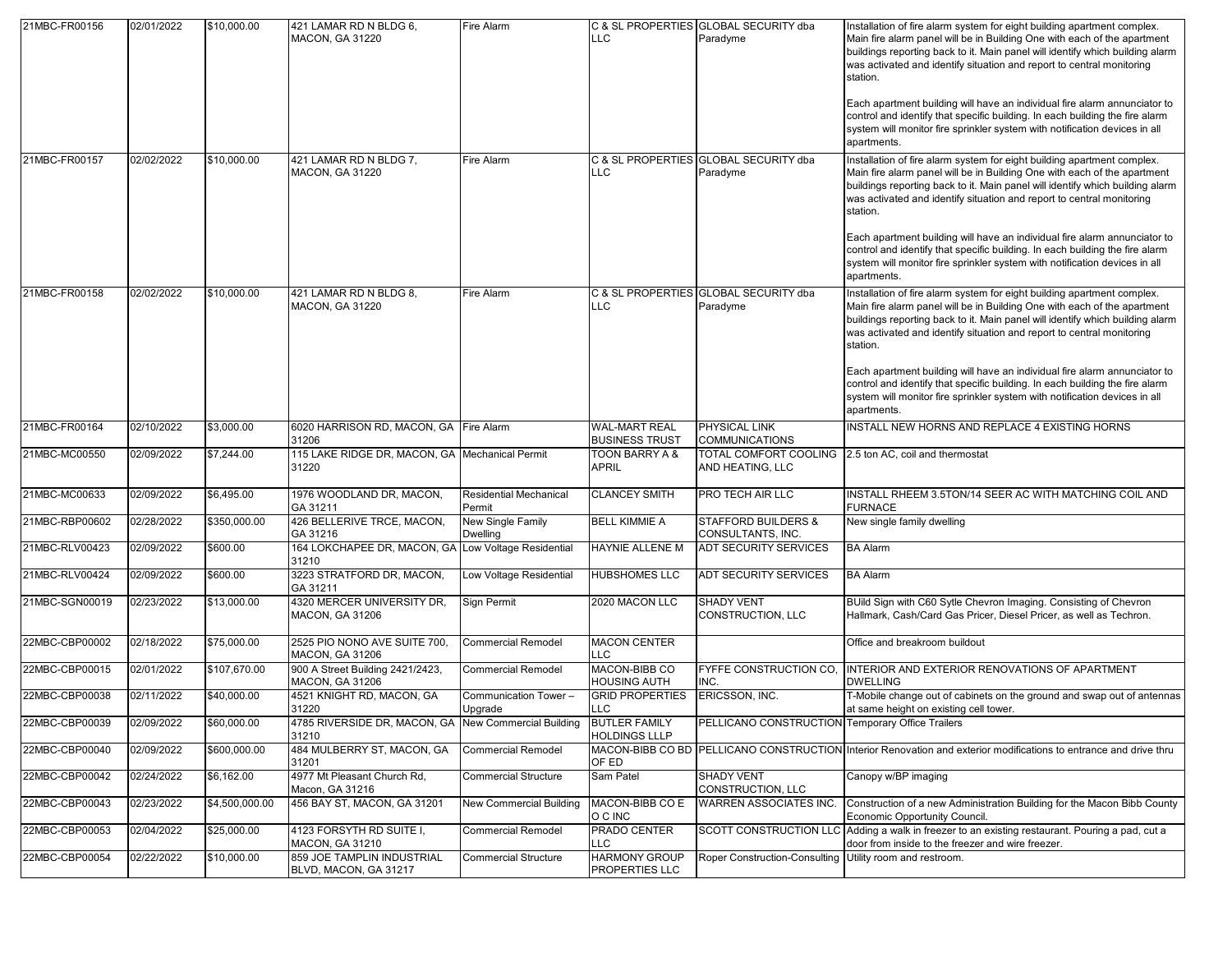| | | | | | | | |
|---|---|---|---|---|---|---|---|
| 21MBC-FR00156 | 02/01/2022 | $10,000.00 | 421 LAMAR RD N BLDG 6, MACON, GA 31220 | Fire Alarm | C & SL PROPERTIES LLC | GLOBAL SECURITY dba Paradyme | Installation of fire alarm system for eight building apartment complex. Main fire alarm panel will be in Building One with each of the apartment buildings reporting back to it. Main panel will identify which building alarm was activated and identify situation and report to central monitoring station.<br><br>Each apartment building will have an individual fire alarm annunciator to control and identify that specific building. In each building the fire alarm system will monitor fire sprinkler system with notification devices in all apartments. |
| 21MBC-FR00157 | 02/02/2022 | $10,000.00 | 421 LAMAR RD N BLDG 7, MACON, GA 31220 | Fire Alarm | C & SL PROPERTIES LLC | GLOBAL SECURITY dba Paradyme | Installation of fire alarm system for eight building apartment complex. Main fire alarm panel will be in Building One with each of the apartment buildings reporting back to it. Main panel will identify which building alarm was activated and identify situation and report to central monitoring station.<br><br>Each apartment building will have an individual fire alarm annunciator to control and identify that specific building. In each building the fire alarm system will monitor fire sprinkler system with notification devices in all apartments. |
| 21MBC-FR00158 | 02/02/2022 | $10,000.00 | 421 LAMAR RD N BLDG 8, MACON, GA 31220 | Fire Alarm | C & SL PROPERTIES LLC | GLOBAL SECURITY dba Paradyme | Installation of fire alarm system for eight building apartment complex. Main fire alarm panel will be in Building One with each of the apartment buildings reporting back to it. Main panel will identify which building alarm was activated and identify situation and report to central monitoring station.<br><br>Each apartment building will have an individual fire alarm annunciator to control and identify that specific building. In each building the fire alarm system will monitor fire sprinkler system with notification devices in all apartments. |
| 21MBC-FR00164 | 02/10/2022 | $3,000.00 | 6020 HARRISON RD, MACON, GA 31206 | Fire Alarm | WAL-MART REAL BUSINESS TRUST | PHYSICAL LINK COMMUNICATIONS | INSTALL NEW HORNS AND REPLACE 4 EXISTING HORNS |
| 21MBC-MC00550 | 02/09/2022 | $7,244.00 | 115 LAKE RIDGE DR, MACON, GA 31220 | Mechanical Permit | TOON BARRY A & APRIL | TOTAL COMFORT COOLING AND HEATING, LLC | 2.5 ton AC, coil and thermostat |
| 21MBC-MC00633 | 02/09/2022 | $6,495.00 | 1976 WOODLAND DR, MACON, GA 31211 | Residential Mechanical Permit | CLANCEY SMITH | PRO TECH AIR LLC | INSTALL RHEEM 3.5TON/14 SEER AC WITH MATCHING COIL AND FURNACE |
| 21MBC-RBP00602 | 02/28/2022 | $350,000.00 | 426 BELLERIVE TRCE, MACON, GA 31216 | New Single Family Dwelling | BELL KIMMIE A | STAFFORD BUILDERS & CONSULTANTS, INC. | New single family dwelling |
| 21MBC-RLV00423 | 02/09/2022 | $600.00 | 164 LOKCHAPEE DR, MACON, GA 31210 | Low Voltage Residential | HAYNIE ALLENE M | ADT SECURITY SERVICES | BA Alarm |
| 21MBC-RLV00424 | 02/09/2022 | $600.00 | 3223 STRATFORD DR, MACON, GA 31211 | Low Voltage Residential | HUBSHOMES LLC | ADT SECURITY SERVICES | BA Alarm |
| 21MBC-SGN00019 | 02/23/2022 | $13,000.00 | 4320 MERCER UNIVERSITY DR, MACON, GA 31206 | Sign Permit | 2020 MACON LLC | SHADY VENT CONSTRUCTION, LLC | BUild Sign with C60 Sytle Chevron Imaging. Consisting of Chevron Hallmark, Cash/Card Gas Pricer, Diesel Pricer, as well as Techron. |
| 22MBC-CBP00002 | 02/18/2022 | $75,000.00 | 2525 PIO NONO AVE SUITE 700, MACON, GA 31206 | Commercial Remodel | MACON CENTER LLC | | Office and breakroom buildout |
| 22MBC-CBP00015 | 02/01/2022 | $107,670.00 | 900 A Street Building 2421/2423, MACON, GA 31206 | Commercial Remodel | MACON-BIBB CO HOUSING AUTH | FYFFE CONSTRUCTION CO, INC. | INTERIOR AND EXTERIOR RENOVATIONS OF APARTMENT DWELLING |
| 22MBC-CBP00038 | 02/11/2022 | $40,000.00 | 4521 KNIGHT RD, MACON, GA 31220 | Communication Tower – Upgrade | GRID PROPERTIES LLC | ERICSSON, INC. | T-Mobile change out of cabinets on the ground and swap out of antennas at same height on existing cell tower. |
| 22MBC-CBP00039 | 02/09/2022 | $60,000.00 | 4785 RIVERSIDE DR, MACON, GA 31210 | New Commercial Building | BUTLER FAMILY HOLDINGS LLLP | PELLICANO CONSTRUCTION | Temporary Office Trailers |
| 22MBC-CBP00040 | 02/09/2022 | $600,000.00 | 484 MULBERRY ST, MACON, GA 31201 | Commercial Remodel | MACON-BIBB CO BD OF ED | PELLICANO CONSTRUCTION | Interior Renovation and exterior modifications to entrance and drive thru |
| 22MBC-CBP00042 | 02/24/2022 | $6,162.00 | 4977 Mt Pleasant Church Rd, Macon, GA 31216 | Commercial Structure | Sam Patel | SHADY VENT CONSTRUCTION, LLC | Canopy w/BP imaging |
| 22MBC-CBP00043 | 02/23/2022 | $4,500,000.00 | 456 BAY ST, MACON, GA 31201 | New Commercial Building | MACON-BIBB CO E O C INC | WARREN ASSOCIATES INC. | Construction of a new Administration Building for the Macon Bibb County Economic Opportunity Council. |
| 22MBC-CBP00053 | 02/04/2022 | $25,000.00 | 4123 FORSYTH RD SUITE I, MACON, GA 31210 | Commercial Remodel | PRADO CENTER LLC | SCOTT CONSTRUCTION LLC | Adding a walk in freezer to an existing restaurant. Pouring a pad, cut a door from inside to the freezer and wire freezer. |
| 22MBC-CBP00054 | 02/22/2022 | $10,000.00 | 859 JOE TAMPLIN INDUSTRIAL BLVD, MACON, GA 31217 | Commercial Structure | HARMONY GROUP PROPERTIES LLC | Roper Construction-Consulting | Utility room and restroom. |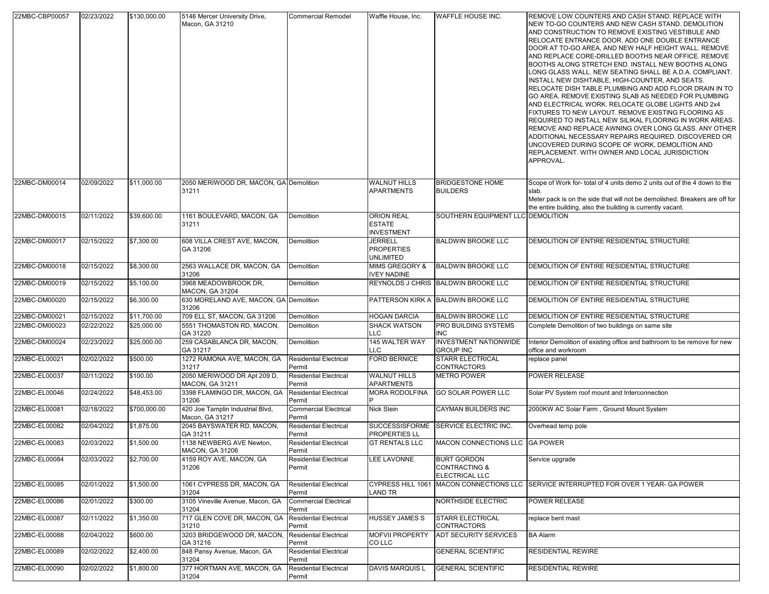| | | | | | | | | |
|---|---|---|---|---|---|---|---|---|
| 22MBC-CBP00057 | 02/23/2022 | $130,000.00 | 5146 Mercer University Drive, Macon, GA 31210 | Commercial Remodel | Waffle House, Inc. | WAFFLE HOUSE INC. | REMOVE LOW COUNTERS AND CASH STAND. REPLACE WITH NEW TO-GO COUNTERS AND NEW CASH STAND. DEMOLITION AND CONSTRUCTION TO REMOVE EXISTING VESTIBULE AND RELOCATE ENTRANCE DOOR. ADD ONE DOUBLE ENTRANCE DOOR AT TO-GO AREA, AND NEW HALF HEIGHT WALL. REMOVE AND REPLACE CORE-DRILLED BOOTHS NEAR OFFICE. REMOVE BOOTHS ALONG STRETCH END. INSTALL NEW BOOTHS ALONG LONG GLASS WALL. NEW SEATING SHALL BE A.D.A. COMPLIANT. INSTALL NEW DISHTABLE, HIGH-COUNTER, AND SEATS. RELOCATE DISH TABLE PLUMBING AND ADD FLOOR DRAIN IN TO GO AREA. REMOVE EXISTING SLAB AS NEEDED FOR PLUMBING AND ELECTRICAL WORK. RELOCATE GLOBE LIGHTS AND 2x4 FIXTURES TO NEW LAYOUT. REMOVE EXISTING FLOORING AS REQUIRED TO INSTALL NEW SILIKAL FLOORING IN WORK AREAS. REMOVE AND REPLACE AWNING OVER LONG GLASS. ANY OTHER ADDITIONAL NECESSARY REPAIRS REQUIRED. DISCOVERED OR UNCOVERED DURING SCOPE OF WORK, DEMOLITION AND REPLACEMENT. WITH OWNER AND LOCAL JURISDICTION APPROVAL. |
| 22MBC-DM00014 | 02/09/2022 | $11,000.00 | 2050 MERIWOOD DR, MACON, GA 31211 | Demolition | WALNUT HILLS APARTMENTS | BRIDGESTONE HOME BUILDERS | Scope of Work for- total of 4 units demo 2 units out of the 4 down to the slab. Meter pack is on the side that will not be demolished. Breakers are off for the entire building, also the building is currently vacant. |
| 22MBC-DM00015 | 02/11/2022 | $39,600.00 | 1161 BOULEVARD, MACON, GA 31211 | Demolition | ORION REAL ESTATE INVESTMENT | SOUTHERN EQUIPMENT LLC | DEMOLITION |
| 22MBC-DM00017 | 02/15/2022 | $7,300.00 | 608 VILLA CREST AVE, MACON, GA 31206 | Demolition | JERRELL PROPERTIES UNLIMITED | BALDWIN BROOKE LLC | DEMOLITION OF ENTIRE RESIDENTIAL STRUCTURE |
| 22MBC-DM00018 | 02/15/2022 | $8,300.00 | 2563 WALLACE DR, MACON, GA 31206 | Demolition | MIMS GREGORY & IVEY NADINE | BALDWIN BROOKE LLC | DEMOLITION OF ENTIRE RESIDENTIAL STRUCTURE |
| 22MBC-DM00019 | 02/15/2022 | $5,100.00 | 3968 MEADOWBROOK DR, MACON, GA 31204 | Demolition | REYNOLDS J CHRIS | BALDWIN BROOKE LLC | DEMOLITION OF ENTIRE RESIDENTIAL STRUCTURE |
| 22MBC-DM00020 | 02/15/2022 | $6,300.00 | 630 MORELAND AVE, MACON, GA 31206 | Demolition | PATTERSON KIRK A | BALDWIN BROOKE LLC | DEMOLITION OF ENTIRE RESIDENTIAL STRUCTURE |
| 22MBC-DM00021 | 02/15/2022 | $11,700.00 | 709 ELL ST, MACON, GA 31206 | Demolition | HOGAN DARCIA | BALDWIN BROOKE LLC | DEMOLITION OF ENTIRE RESIDENTIAL STRUCTURE |
| 22MBC-DM00023 | 02/22/2022 | $25,000.00 | 5551 THOMASTON RD, MACON, GA 31220 | Demolition | SHACK WATSON LLC | PRO BUILDING SYSTEMS INC | Complete Demolition of two buildings on same site |
| 22MBC-DM00024 | 02/23/2022 | $25,000.00 | 259 CASABLANCA DR, MACON, GA 31217 | Demolition | 145 WALTER WAY LLC | INVESTMENT NATIONWIDE GROUP INC | Interior Demolition of existing office and bathroom to be remove for new office and workroom |
| 22MBC-EL00021 | 02/02/2022 | $500.00 | 1272 RAMONA AVE, MACON, GA 31217 | Residential Electrical Permit | FORD BERNICE | STARR ELECTRICAL CONTRACTORS | replace panel |
| 22MBC-EL00037 | 02/11/2022 | $100.00 | 2050 MERIWOOD DR Apt 209 D, MACON, GA 31211 | Residential Electrical Permit | WALNUT HILLS APARTMENTS | METRO POWER | POWER RELEASE |
| 22MBC-EL00046 | 02/24/2022 | $48,453.00 | 3398 FLAMINGO DR, MACON, GA 31206 | Residential Electrical Permit | MORA RODOLFINA P | GO SOLAR POWER LLC | Solar PV System roof mount and Interconnection |
| 22MBC-EL00081 | 02/18/2022 | $700,000.00 | 420 Joe Tamplin Industrial Blvd, Macon, GA 31217 | Commercial Electrical Permit | Nick Stein | CAYMAN BUILDERS INC | 2000KW AC Solar Farm , Ground Mount System |
| 22MBC-EL00082 | 02/04/2022 | $1,875.00 | 2045 BAYSWATER RD, MACON, GA 31211 | Residential Electrical Permit | SUCCESSISFORME PROPERTIES LL | SERVICE ELECTRIC INC. | Overhead temp pole |
| 22MBC-EL00083 | 02/03/2022 | $1,500.00 | 1138 NEWBERG AVE Newton, MACON, GA 31206 | Residential Electrical Permit | GT RENTALS LLC | MACON CONNECTIONS LLC | GA POWER |
| 22MBC-EL00084 | 02/03/2022 | $2,700.00 | 4159 ROY AVE, MACON, GA 31206 | Residential Electrical Permit | LEE LAVONNE | BURT GORDON CONTRACTING & ELECTRICAL LLC | Service upgrade |
| 22MBC-EL00085 | 02/01/2022 | $1,500.00 | 1061 CYPRESS DR, MACON, GA 31204 | Residential Electrical Permit | CYPRESS HILL 1061 LAND TR | MACON CONNECTIONS LLC | SERVICE INTERRUPTED FOR OVER 1 YEAR- GA POWER |
| 22MBC-EL00086 | 02/01/2022 | $300.00 | 3105 Vineville Avenue, Macon, GA 31204 | Commercial Electrical Permit | | NORTHSIDE ELECTRIC | POWER RELEASE |
| 22MBC-EL00087 | 02/11/2022 | $1,350.00 | 717 GLEN COVE DR, MACON, GA 31210 | Residential Electrical Permit | HUSSEY JAMES S | STARR ELECTRICAL CONTRACTORS | replace bent mast |
| 22MBC-EL00088 | 02/04/2022 | $600.00 | 3203 BRIDGEWOOD DR, MACON, GA 31216 | Residential Electrical Permit | MOFVII PROPERTY CO LLC | ADT SECURITY SERVICES | BA Alarm |
| 22MBC-EL00089 | 02/02/2022 | $2,400.00 | 848 Pansy Avenue, Macon, GA 31204 | Residential Electrical Permit | | GENERAL SCIENTIFIC | RESIDENTIAL REWIRE |
| 22MBC-EL00090 | 02/02/2022 | $1,800.00 | 377 HORTMAN AVE, MACON, GA 31204 | Residential Electrical Permit | DAVIS MARQUIS L | GENERAL SCIENTIFIC | RESIDENTIAL REWIRE |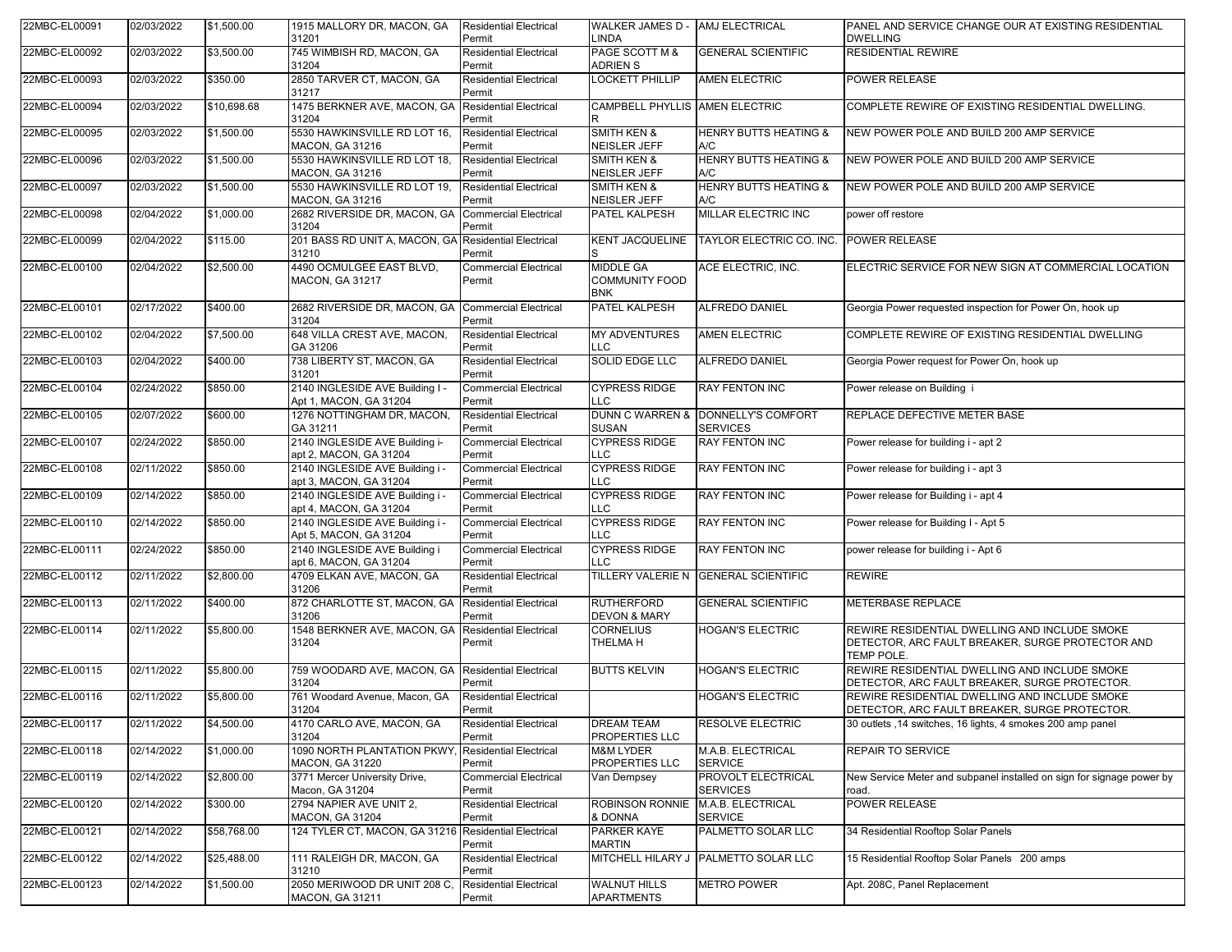| | | | | | | | |
|---|---|---|---|---|---|---|---|
| 22MBC-EL00091 | 02/03/2022 | $1,500.00 | 1915 MALLORY DR, MACON, GA 31201 | Residential Electrical Permit | WALKER JAMES D - LINDA | AMJ ELECTRICAL | PANEL AND SERVICE CHANGE OUR AT EXISTING RESIDENTIAL DWELLING |
| 22MBC-EL00092 | 02/03/2022 | $3,500.00 | 745 WIMBISH RD, MACON, GA 31204 | Residential Electrical Permit | PAGE SCOTT M & ADRIEN S | GENERAL SCIENTIFIC | RESIDENTIAL REWIRE |
| 22MBC-EL00093 | 02/03/2022 | $350.00 | 2850 TARVER CT, MACON, GA 31217 | Residential Electrical Permit | LOCKETT PHILLIP | AMEN ELECTRIC | POWER RELEASE |
| 22MBC-EL00094 | 02/03/2022 | $10,698.68 | 1475 BERKNER AVE, MACON, GA 31204 | Residential Electrical Permit | CAMPBELL PHYLLIS R | AMEN ELECTRIC | COMPLETE REWIRE OF EXISTING RESIDENTIAL DWELLING. |
| 22MBC-EL00095 | 02/03/2022 | $1,500.00 | 5530 HAWKINSVILLE RD LOT 16, MACON, GA 31216 | Residential Electrical Permit | SMITH KEN & NEISLER JEFF | HENRY BUTTS HEATING & A/C | NEW POWER POLE AND BUILD 200 AMP SERVICE |
| 22MBC-EL00096 | 02/03/2022 | $1,500.00 | 5530 HAWKINSVILLE RD LOT 18, MACON, GA 31216 | Residential Electrical Permit | SMITH KEN & NEISLER JEFF | HENRY BUTTS HEATING & A/C | NEW POWER POLE AND BUILD 200 AMP SERVICE |
| 22MBC-EL00097 | 02/03/2022 | $1,500.00 | 5530 HAWKINSVILLE RD LOT 19, MACON, GA 31216 | Residential Electrical Permit | SMITH KEN & NEISLER JEFF | HENRY BUTTS HEATING & A/C | NEW POWER POLE AND BUILD 200 AMP SERVICE |
| 22MBC-EL00098 | 02/04/2022 | $1,000.00 | 2682 RIVERSIDE DR, MACON, GA 31204 | Commercial Electrical Permit | PATEL KALPESH | MILLAR ELECTRIC INC | power off restore |
| 22MBC-EL00099 | 02/04/2022 | $115.00 | 201 BASS RD UNIT A, MACON, GA 31210 | Residential Electrical Permit | KENT JACQUELINE S | TAYLOR ELECTRIC CO. INC. | POWER RELEASE |
| 22MBC-EL00100 | 02/04/2022 | $2,500.00 | 4490 OCMULGEE EAST BLVD, MACON, GA 31217 | Commercial Electrical Permit | MIDDLE GA COMMUNITY FOOD BNK | ACE ELECTRIC, INC. | ELECTRIC SERVICE FOR NEW SIGN AT COMMERCIAL LOCATION |
| 22MBC-EL00101 | 02/17/2022 | $400.00 | 2682 RIVERSIDE DR, MACON, GA 31204 | Commercial Electrical Permit | PATEL KALPESH | ALFREDO DANIEL | Georgia Power requested inspection for Power On, hook up |
| 22MBC-EL00102 | 02/04/2022 | $7,500.00 | 648 VILLA CREST AVE, MACON, GA 31206 | Residential Electrical Permit | MY ADVENTURES LLC | AMEN ELECTRIC | COMPLETE REWIRE OF EXISTING RESIDENTIAL DWELLING |
| 22MBC-EL00103 | 02/04/2022 | $400.00 | 738 LIBERTY ST, MACON, GA 31201 | Residential Electrical Permit | SOLID EDGE LLC | ALFREDO DANIEL | Georgia Power request for Power On, hook up |
| 22MBC-EL00104 | 02/24/2022 | $850.00 | 2140 INGLESIDE AVE Building I - Apt 1, MACON, GA 31204 | Commercial Electrical Permit | CYPRESS RIDGE LLC | RAY FENTON INC | Power release on Building i |
| 22MBC-EL00105 | 02/07/2022 | $600.00 | 1276 NOTTINGHAM DR, MACON, GA 31211 | Residential Electrical Permit | DUNN C WARREN & SUSAN | DONNELLY'S COMFORT SERVICES | REPLACE DEFECTIVE METER BASE |
| 22MBC-EL00107 | 02/24/2022 | $850.00 | 2140 INGLESIDE AVE Building i- apt 2, MACON, GA 31204 | Commercial Electrical Permit | CYPRESS RIDGE LLC | RAY FENTON INC | Power release for building i - apt 2 |
| 22MBC-EL00108 | 02/11/2022 | $850.00 | 2140 INGLESIDE AVE Building i - apt 3, MACON, GA 31204 | Commercial Electrical Permit | CYPRESS RIDGE LLC | RAY FENTON INC | Power release for building i - apt 3 |
| 22MBC-EL00109 | 02/14/2022 | $850.00 | 2140 INGLESIDE AVE Building i - apt 4, MACON, GA 31204 | Commercial Electrical Permit | CYPRESS RIDGE LLC | RAY FENTON INC | Power release for Building i - apt 4 |
| 22MBC-EL00110 | 02/14/2022 | $850.00 | 2140 INGLESIDE AVE Building i - Apt 5, MACON, GA 31204 | Commercial Electrical Permit | CYPRESS RIDGE LLC | RAY FENTON INC | Power release for Building I - Apt 5 |
| 22MBC-EL00111 | 02/24/2022 | $850.00 | 2140 INGLESIDE AVE Building i apt 6, MACON, GA 31204 | Commercial Electrical Permit | CYPRESS RIDGE LLC | RAY FENTON INC | power release for building i - Apt 6 |
| 22MBC-EL00112 | 02/11/2022 | $2,800.00 | 4709 ELKAN AVE, MACON, GA 31206 | Residential Electrical Permit | TILLERY VALERIE N | GENERAL SCIENTIFIC | REWIRE |
| 22MBC-EL00113 | 02/11/2022 | $400.00 | 872 CHARLOTTE ST, MACON, GA 31206 | Residential Electrical Permit | RUTHERFORD DEVON & MARY | GENERAL SCIENTIFIC | METERBASE REPLACE |
| 22MBC-EL00114 | 02/11/2022 | $5,800.00 | 1548 BERKNER AVE, MACON, GA 31204 | Residential Electrical Permit | CORNELIUS THELMA H | HOGAN'S ELECTRIC | REWIRE RESIDENTIAL DWELLING AND INCLUDE SMOKE DETECTOR, ARC FAULT BREAKER, SURGE PROTECTOR AND TEMP POLE. |
| 22MBC-EL00115 | 02/11/2022 | $5,800.00 | 759 WOODARD AVE, MACON, GA 31204 | Residential Electrical Permit | BUTTS KELVIN | HOGAN'S ELECTRIC | REWIRE RESIDENTIAL DWELLING AND INCLUDE SMOKE DETECTOR, ARC FAULT BREAKER, SURGE PROTECTOR. |
| 22MBC-EL00116 | 02/11/2022 | $5,800.00 | 761 Woodard Avenue, Macon, GA 31204 | Residential Electrical Permit | | HOGAN'S ELECTRIC | REWIRE RESIDENTIAL DWELLING AND INCLUDE SMOKE DETECTOR, ARC FAULT BREAKER, SURGE PROTECTOR. |
| 22MBC-EL00117 | 02/11/2022 | $4,500.00 | 4170 CARLO AVE, MACON, GA 31204 | Residential Electrical Permit | DREAM TEAM PROPERTIES LLC | RESOLVE ELECTRIC | 30 outlets ,14 switches, 16 lights, 4 smokes 200 amp panel |
| 22MBC-EL00118 | 02/14/2022 | $1,000.00 | 1090 NORTH PLANTATION PKWY, MACON, GA 31220 | Residential Electrical Permit | M&M LYDER PROPERTIES LLC | M.A.B. ELECTRICAL SERVICE | REPAIR TO SERVICE |
| 22MBC-EL00119 | 02/14/2022 | $2,800.00 | 3771 Mercer University Drive, Macon, GA 31204 | Commercial Electrical Permit | Van Dempsey | PROVOLT ELECTRICAL SERVICES | New Service Meter and subpanel installed on sign for signage power by road. |
| 22MBC-EL00120 | 02/14/2022 | $300.00 | 2794 NAPIER AVE UNIT 2, MACON, GA 31204 | Residential Electrical Permit | ROBINSON RONNIE & DONNA | M.A.B. ELECTRICAL SERVICE | POWER RELEASE |
| 22MBC-EL00121 | 02/14/2022 | $58,768.00 | 124 TYLER CT, MACON, GA 31216 | Residential Electrical Permit | PARKER KAYE MARTIN | PALMETTO SOLAR LLC | 34 Residential Rooftop Solar Panels |
| 22MBC-EL00122 | 02/14/2022 | $25,488.00 | 111 RALEIGH DR, MACON, GA 31210 | Residential Electrical Permit | MITCHELL HILARY J | PALMETTO SOLAR LLC | 15 Residential Rooftop Solar Panels 200 amps |
| 22MBC-EL00123 | 02/14/2022 | $1,500.00 | 2050 MERIWOOD DR UNIT 208 C, MACON, GA 31211 | Residential Electrical Permit | WALNUT HILLS APARTMENTS | METRO POWER | Apt. 208C, Panel Replacement |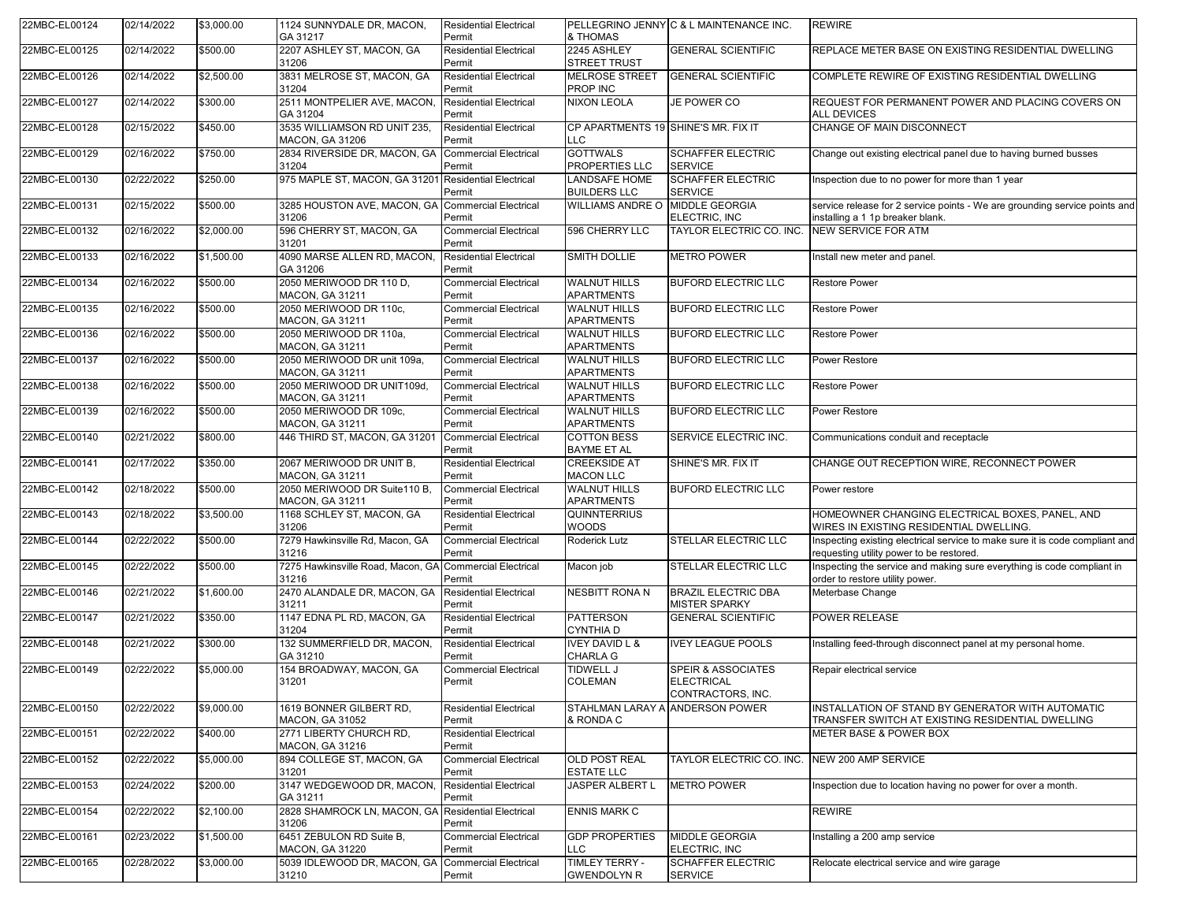| | | | | | | | |
|---|---|---|---|---|---|---|---|
| 22MBC-EL00124 | 02/14/2022 | $3,000.00 | 1124 SUNNYDALE DR, MACON, GA 31217 | Residential Electrical Permit | PELLEGRINO JENNY & THOMAS | C & L MAINTENANCE INC. | REWIRE |
| 22MBC-EL00125 | 02/14/2022 | $500.00 | 2207 ASHLEY ST, MACON, GA 31206 | Residential Electrical Permit | 2245 ASHLEY STREET TRUST | GENERAL SCIENTIFIC | REPLACE METER BASE ON EXISTING RESIDENTIAL DWELLING |
| 22MBC-EL00126 | 02/14/2022 | $2,500.00 | 3831 MELROSE ST, MACON, GA 31204 | Residential Electrical Permit | MELROSE STREET PROP INC | GENERAL SCIENTIFIC | COMPLETE REWIRE OF EXISTING RESIDENTIAL DWELLING |
| 22MBC-EL00127 | 02/14/2022 | $300.00 | 2511 MONTPELIER AVE, MACON, GA 31204 | Residential Electrical Permit | NIXON LEOLA | JE POWER CO | REQUEST FOR PERMANENT POWER AND PLACING COVERS ON ALL DEVICES |
| 22MBC-EL00128 | 02/15/2022 | $450.00 | 3535 WILLIAMSON RD UNIT 235, MACON, GA 31206 | Residential Electrical Permit | CP APARTMENTS 19 LLC | SHINE'S MR. FIX IT | CHANGE OF MAIN DISCONNECT |
| 22MBC-EL00129 | 02/16/2022 | $750.00 | 2834 RIVERSIDE DR, MACON, GA 31204 | Commercial Electrical Permit | GOTTWALS PROPERTIES LLC | SCHAFFER ELECTRIC SERVICE | Change out existing electrical panel due to having burned busses |
| 22MBC-EL00130 | 02/22/2022 | $250.00 | 975 MAPLE ST, MACON, GA 31201 | Residential Electrical Permit | LANDSAFE HOME BUILDERS LLC | SCHAFFER ELECTRIC SERVICE | Inspection due to no power for more than 1 year |
| 22MBC-EL00131 | 02/15/2022 | $500.00 | 3285 HOUSTON AVE, MACON, GA 31206 | Commercial Electrical Permit | WILLIAMS ANDRE O | MIDDLE GEORGIA ELECTRIC, INC | service release for 2 service points - We are grounding service points and installing a 1 1p breaker blank. |
| 22MBC-EL00132 | 02/16/2022 | $2,000.00 | 596 CHERRY ST, MACON, GA 31201 | Commercial Electrical Permit | 596 CHERRY LLC | TAYLOR ELECTRIC CO. INC. | NEW SERVICE FOR ATM |
| 22MBC-EL00133 | 02/16/2022 | $1,500.00 | 4090 MARSE ALLEN RD, MACON, GA 31206 | Residential Electrical Permit | SMITH DOLLIE | METRO POWER | Install new meter and panel. |
| 22MBC-EL00134 | 02/16/2022 | $500.00 | 2050 MERIWOOD DR 110 D, MACON, GA 31211 | Commercial Electrical Permit | WALNUT HILLS APARTMENTS | BUFORD ELECTRIC LLC | Restore Power |
| 22MBC-EL00135 | 02/16/2022 | $500.00 | 2050 MERIWOOD DR 110c, MACON, GA 31211 | Commercial Electrical Permit | WALNUT HILLS APARTMENTS | BUFORD ELECTRIC LLC | Restore Power |
| 22MBC-EL00136 | 02/16/2022 | $500.00 | 2050 MERIWOOD DR 110a, MACON, GA 31211 | Commercial Electrical Permit | WALNUT HILLS APARTMENTS | BUFORD ELECTRIC LLC | Restore Power |
| 22MBC-EL00137 | 02/16/2022 | $500.00 | 2050 MERIWOOD DR unit 109a, MACON, GA 31211 | Commercial Electrical Permit | WALNUT HILLS APARTMENTS | BUFORD ELECTRIC LLC | Power Restore |
| 22MBC-EL00138 | 02/16/2022 | $500.00 | 2050 MERIWOOD DR UNIT109d, MACON, GA 31211 | Commercial Electrical Permit | WALNUT HILLS APARTMENTS | BUFORD ELECTRIC LLC | Restore Power |
| 22MBC-EL00139 | 02/16/2022 | $500.00 | 2050 MERIWOOD DR 109c, MACON, GA 31211 | Commercial Electrical Permit | WALNUT HILLS APARTMENTS | BUFORD ELECTRIC LLC | Power Restore |
| 22MBC-EL00140 | 02/21/2022 | $800.00 | 446 THIRD ST, MACON, GA 31201 | Commercial Electrical Permit | COTTON BESS BAYME ET AL | SERVICE ELECTRIC INC. | Communications conduit and receptacle |
| 22MBC-EL00141 | 02/17/2022 | $350.00 | 2067 MERIWOOD DR UNIT B, MACON, GA 31211 | Residential Electrical Permit | CREEKSIDE AT MACON LLC | SHINE'S MR. FIX IT | CHANGE OUT RECEPTION WIRE, RECONNECT POWER |
| 22MBC-EL00142 | 02/18/2022 | $500.00 | 2050 MERIWOOD DR Suite110 B, MACON, GA 31211 | Commercial Electrical Permit | WALNUT HILLS APARTMENTS | BUFORD ELECTRIC LLC | Power restore |
| 22MBC-EL00143 | 02/18/2022 | $3,500.00 | 1168 SCHLEY ST, MACON, GA 31206 | Residential Electrical Permit | QUINNTERRIUS WOODS | | HOMEOWNER CHANGING ELECTRICAL BOXES, PANEL, AND WIRES IN EXISTING RESIDENTIAL DWELLING. |
| 22MBC-EL00144 | 02/22/2022 | $500.00 | 7279 Hawkinsville Rd, Macon, GA 31216 | Commercial Electrical Permit | Roderick Lutz | STELLAR ELECTRIC LLC | Inspecting existing electrical service to make sure it is code compliant and requesting utility power to be restored. |
| 22MBC-EL00145 | 02/22/2022 | $500.00 | 7275 Hawkinsville Road, Macon, GA 31216 | Commercial Electrical Permit | Macon job | STELLAR ELECTRIC LLC | Inspecting the service and making sure everything is code compliant in order to restore utility power. |
| 22MBC-EL00146 | 02/21/2022 | $1,600.00 | 2470 ALANDALE DR, MACON, GA 31211 | Residential Electrical Permit | NESBITT RONA N | BRAZIL ELECTRIC DBA MISTER SPARKY | Meterbase Change |
| 22MBC-EL00147 | 02/21/2022 | $350.00 | 1147 EDNA PL RD, MACON, GA 31204 | Residential Electrical Permit | PATTERSON CYNTHIA D | GENERAL SCIENTIFIC | POWER RELEASE |
| 22MBC-EL00148 | 02/21/2022 | $300.00 | 132 SUMMERFIELD DR, MACON, GA 31210 | Residential Electrical Permit | IVEY DAVID L & CHARLA G | IVEY LEAGUE POOLS | Installing feed-through disconnect panel at my personal home. |
| 22MBC-EL00149 | 02/22/2022 | $5,000.00 | 154 BROADWAY, MACON, GA 31201 | Commercial Electrical Permit | TIDWELL J COLEMAN | SPEIR & ASSOCIATES ELECTRICAL CONTRACTORS, INC. | Repair electrical service |
| 22MBC-EL00150 | 02/22/2022 | $9,000.00 | 1619 BONNER GILBERT RD, MACON, GA 31052 | Residential Electrical Permit | STAHLMAN LARAY A & RONDA C | ANDERSON POWER | INSTALLATION OF STAND BY GENERATOR WITH AUTOMATIC TRANSFER SWITCH AT EXISTING RESIDENTIAL DWELLING |
| 22MBC-EL00151 | 02/22/2022 | $400.00 | 2771 LIBERTY CHURCH RD, MACON, GA 31216 | Residential Electrical Permit | | | METER BASE & POWER BOX |
| 22MBC-EL00152 | 02/22/2022 | $5,000.00 | 894 COLLEGE ST, MACON, GA 31201 | Commercial Electrical Permit | OLD POST REAL ESTATE LLC | TAYLOR ELECTRIC CO. INC. | NEW 200 AMP SERVICE |
| 22MBC-EL00153 | 02/24/2022 | $200.00 | 3147 WEDGEWOOD DR, MACON, GA 31211 | Residential Electrical Permit | JASPER ALBERT L | METRO POWER | Inspection due to location having no power for over a month. |
| 22MBC-EL00154 | 02/22/2022 | $2,100.00 | 2828 SHAMROCK LN, MACON, GA 31206 | Residential Electrical Permit | ENNIS MARK C | | REWIRE |
| 22MBC-EL00161 | 02/23/2022 | $1,500.00 | 6451 ZEBULON RD Suite B, MACON, GA 31220 | Commercial Electrical Permit | GDP PROPERTIES LLC | MIDDLE GEORGIA ELECTRIC, INC | Installing a 200 amp service |
| 22MBC-EL00165 | 02/28/2022 | $3,000.00 | 5039 IDLEWOOD DR, MACON, GA 31210 | Commercial Electrical Permit | TIMLEY TERRY - GWENDOLYN R | SCHAFFER ELECTRIC SERVICE | Relocate electrical service and wire garage |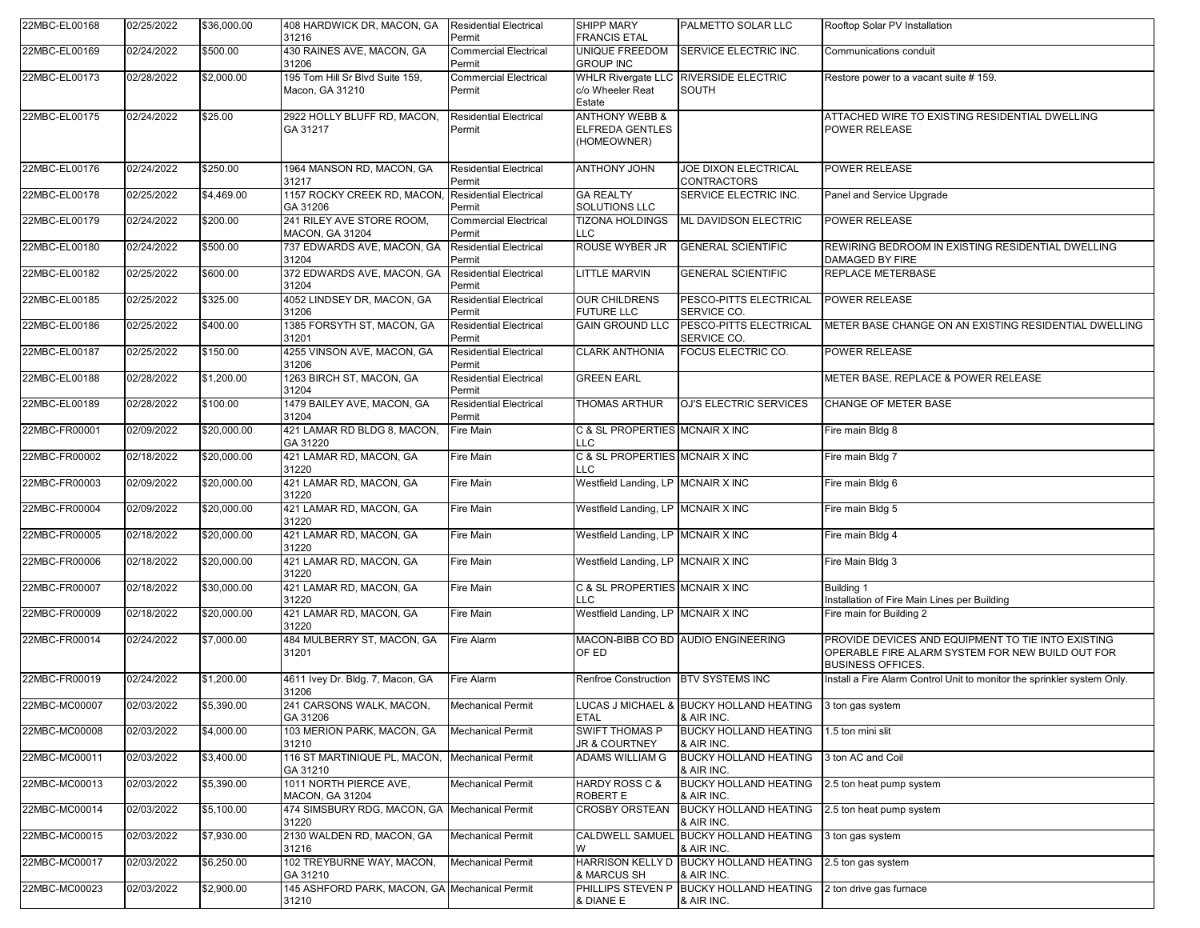| 22MBC-EL00168 | 02/25/2022 | $36,000.00 | 408 HARDWICK DR, MACON, GA 31216 | Residential Electrical Permit | SHIPP MARY FRANCIS ETAL | PALMETTO SOLAR LLC | Rooftop Solar PV Installation |
|---|---|---|---|---|---|---|---|
| 22MBC-EL00169 | 02/24/2022 | $500.00 | 430 RAINES AVE, MACON, GA 31206 | Commercial Electrical Permit | UNIQUE FREEDOM GROUP INC | SERVICE ELECTRIC INC. | Communications conduit |
| 22MBC-EL00173 | 02/28/2022 | $2,000.00 | 195 Tom Hill Sr Blvd Suite 159, Macon, GA 31210 | Commercial Electrical Permit | WHLR Rivergate LLC c/o Wheeler Reat Estate | RIVERSIDE ELECTRIC SOUTH | Restore power to a vacant suite # 159. |
| 22MBC-EL00175 | 02/24/2022 | $25.00 | 2922 HOLLY BLUFF RD, MACON, GA 31217 | Residential Electrical Permit | ANTHONY WEBB & ELFREDA GENTLES (HOMEOWNER) | | ATTACHED WIRE TO EXISTING RESIDENTIAL DWELLING POWER RELEASE |
| 22MBC-EL00176 | 02/24/2022 | $250.00 | 1964 MANSON RD, MACON, GA 31217 | Residential Electrical Permit | ANTHONY JOHN | JOE DIXON ELECTRICAL CONTRACTORS | POWER RELEASE |
| 22MBC-EL00178 | 02/25/2022 | $4,469.00 | 1157 ROCKY CREEK RD, MACON, GA 31206 | Residential Electrical Permit | GA REALTY SOLUTIONS LLC | SERVICE ELECTRIC INC. | Panel and Service Upgrade |
| 22MBC-EL00179 | 02/24/2022 | $200.00 | 241 RILEY AVE STORE ROOM, MACON, GA 31204 | Commercial Electrical Permit | TIZONA HOLDINGS LLC | ML DAVIDSON ELECTRIC | POWER RELEASE |
| 22MBC-EL00180 | 02/24/2022 | $500.00 | 737 EDWARDS AVE, MACON, GA 31204 | Residential Electrical Permit | ROUSE WYBER JR | GENERAL SCIENTIFIC | REWIRING BEDROOM IN EXISTING RESIDENTIAL DWELLING DAMAGED BY FIRE |
| 22MBC-EL00182 | 02/25/2022 | $600.00 | 372 EDWARDS AVE, MACON, GA 31204 | Residential Electrical Permit | LITTLE MARVIN | GENERAL SCIENTIFIC | REPLACE METERBASE |
| 22MBC-EL00185 | 02/25/2022 | $325.00 | 4052 LINDSEY DR, MACON, GA 31206 | Residential Electrical Permit | OUR CHILDRENS FUTURE LLC | PESCO-PITTS ELECTRICAL SERVICE CO. | POWER RELEASE |
| 22MBC-EL00186 | 02/25/2022 | $400.00 | 1385 FORSYTH ST, MACON, GA 31201 | Residential Electrical Permit | GAIN GROUND LLC | PESCO-PITTS ELECTRICAL SERVICE CO. | METER BASE CHANGE ON AN EXISTING RESIDENTIAL DWELLING |
| 22MBC-EL00187 | 02/25/2022 | $150.00 | 4255 VINSON AVE, MACON, GA 31206 | Residential Electrical Permit | CLARK ANTHONIA | FOCUS ELECTRIC CO. | POWER RELEASE |
| 22MBC-EL00188 | 02/28/2022 | $1,200.00 | 1263 BIRCH ST, MACON, GA 31204 | Residential Electrical Permit | GREEN EARL | | METER BASE, REPLACE & POWER RELEASE |
| 22MBC-EL00189 | 02/28/2022 | $100.00 | 1479 BAILEY AVE, MACON, GA 31204 | Residential Electrical Permit | THOMAS ARTHUR | OJ'S ELECTRIC SERVICES | CHANGE OF METER BASE |
| 22MBC-FR00001 | 02/09/2022 | $20,000.00 | 421 LAMAR RD BLDG 8, MACON, GA 31220 | Fire Main | C & SL PROPERTIES LLC | MCNAIR X INC | Fire main Bldg 8 |
| 22MBC-FR00002 | 02/18/2022 | $20,000.00 | 421 LAMAR RD, MACON, GA 31220 | Fire Main | C & SL PROPERTIES LLC | MCNAIR X INC | Fire main Bldg 7 |
| 22MBC-FR00003 | 02/09/2022 | $20,000.00 | 421 LAMAR RD, MACON, GA 31220 | Fire Main | Westfield Landing, LP | MCNAIR X INC | Fire main Bldg 6 |
| 22MBC-FR00004 | 02/09/2022 | $20,000.00 | 421 LAMAR RD, MACON, GA 31220 | Fire Main | Westfield Landing, LP | MCNAIR X INC | Fire main Bldg 5 |
| 22MBC-FR00005 | 02/18/2022 | $20,000.00 | 421 LAMAR RD, MACON, GA 31220 | Fire Main | Westfield Landing, LP | MCNAIR X INC | Fire main Bldg 4 |
| 22MBC-FR00006 | 02/18/2022 | $20,000.00 | 421 LAMAR RD, MACON, GA 31220 | Fire Main | Westfield Landing, LP | MCNAIR X INC | Fire Main Bldg 3 |
| 22MBC-FR00007 | 02/18/2022 | $30,000.00 | 421 LAMAR RD, MACON, GA 31220 | Fire Main | C & SL PROPERTIES LLC | MCNAIR X INC | Building 1 Installation of Fire Main Lines per Building |
| 22MBC-FR00009 | 02/18/2022 | $20,000.00 | 421 LAMAR RD, MACON, GA 31220 | Fire Main | Westfield Landing, LP | MCNAIR X INC | Fire main for Building 2 |
| 22MBC-FR00014 | 02/24/2022 | $7,000.00 | 484 MULBERRY ST, MACON, GA 31201 | Fire Alarm | MACON-BIBB CO BD OF ED | AUDIO ENGINEERING | PROVIDE DEVICES AND EQUIPMENT TO TIE INTO EXISTING OPERABLE FIRE ALARM SYSTEM FOR NEW BUILD OUT FOR BUSINESS OFFICES. |
| 22MBC-FR00019 | 02/24/2022 | $1,200.00 | 4611 Ivey Dr. Bldg. 7, Macon, GA 31206 | Fire Alarm | Renfroe Construction | BTV SYSTEMS INC | Install a Fire Alarm Control Unit to monitor the sprinkler system Only. |
| 22MBC-MC00007 | 02/03/2022 | $5,390.00 | 241 CARSONS WALK, MACON, GA 31206 | Mechanical Permit | LUCAS J MICHAEL & ETAL | BUCKY HOLLAND HEATING & AIR INC. | 3 ton gas system |
| 22MBC-MC00008 | 02/03/2022 | $4,000.00 | 103 MERION PARK, MACON, GA 31210 | Mechanical Permit | SWIFT THOMAS P JR & COURTNEY | BUCKY HOLLAND HEATING & AIR INC. | 1.5 ton mini slit |
| 22MBC-MC00011 | 02/03/2022 | $3,400.00 | 116 ST MARTINIQUE PL, MACON, GA 31210 | Mechanical Permit | ADAMS WILLIAM G | BUCKY HOLLAND HEATING & AIR INC. | 3 ton AC and Coil |
| 22MBC-MC00013 | 02/03/2022 | $5,390.00 | 1011 NORTH PIERCE AVE, MACON, GA 31204 | Mechanical Permit | HARDY ROSS C & ROBERT E | BUCKY HOLLAND HEATING & AIR INC. | 2.5 ton heat pump system |
| 22MBC-MC00014 | 02/03/2022 | $5,100.00 | 474 SIMSBURY RDG, MACON, GA 31220 | Mechanical Permit | CROSBY ORSTEAN | BUCKY HOLLAND HEATING & AIR INC. | 2.5 ton heat pump system |
| 22MBC-MC00015 | 02/03/2022 | $7,930.00 | 2130 WALDEN RD, MACON, GA 31216 | Mechanical Permit | CALDWELL SAMUEL W | BUCKY HOLLAND HEATING & AIR INC. | 3 ton gas system |
| 22MBC-MC00017 | 02/03/2022 | $6,250.00 | 102 TREYBURNE WAY, MACON, GA 31210 | Mechanical Permit | HARRISON KELLY D & MARCUS SH | BUCKY HOLLAND HEATING & AIR INC. | 2.5 ton gas system |
| 22MBC-MC00023 | 02/03/2022 | $2,900.00 | 145 ASHFORD PARK, MACON, GA 31210 | Mechanical Permit | PHILLIPS STEVEN P & DIANE E | BUCKY HOLLAND HEATING & AIR INC. | 2 ton drive gas furnace |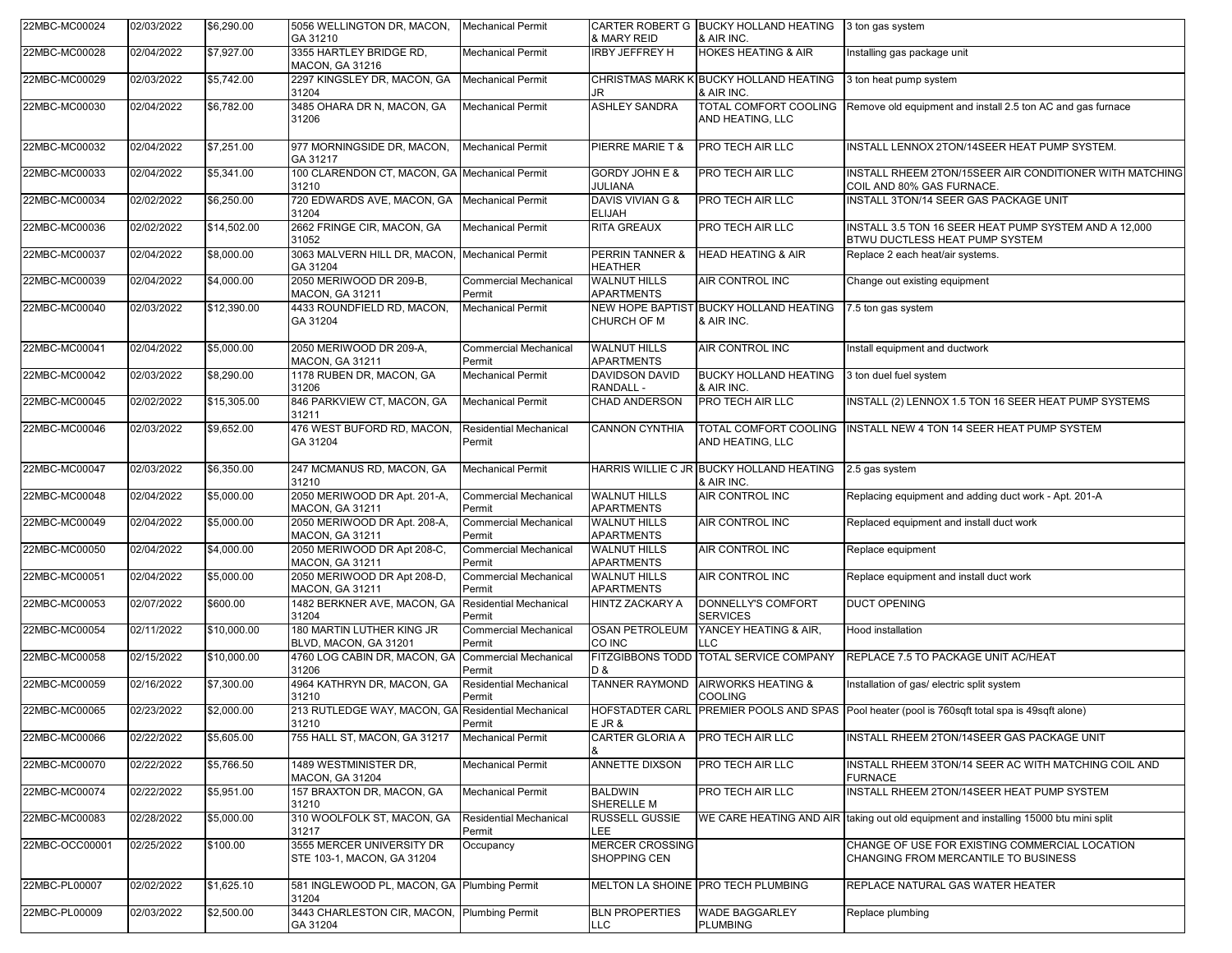| 22MBC-MC00024 | 02/03/2022 | $6,290.00 | 5056 WELLINGTON DR, MACON, GA 31210 | Mechanical Permit | CARTER ROBERT G & MARY REID | BUCKY HOLLAND HEATING & AIR INC. | 3 ton gas system |
|---|---|---|---|---|---|---|---|
| 22MBC-MC00028 | 02/04/2022 | $7,927.00 | 3355 HARTLEY BRIDGE RD, MACON, GA 31216 | Mechanical Permit | IRBY JEFFREY H | HOKES HEATING & AIR | Installing gas package unit |
| 22MBC-MC00029 | 02/03/2022 | $5,742.00 | 2297 KINGSLEY DR, MACON, GA 31204 | Mechanical Permit | CHRISTMAS MARK K JR | BUCKY HOLLAND HEATING & AIR INC. | 3 ton heat pump system |
| 22MBC-MC00030 | 02/04/2022 | $6,782.00 | 3485 OHARA DR N, MACON, GA 31206 | Mechanical Permit | ASHLEY SANDRA | TOTAL COMFORT COOLING AND HEATING, LLC | Remove old equipment and install 2.5 ton AC and gas furnace |
| 22MBC-MC00032 | 02/04/2022 | $7,251.00 | 977 MORNINGSIDE DR, MACON, GA 31217 | Mechanical Permit | PIERRE MARIE T & | PRO TECH AIR LLC | INSTALL LENNOX 2TON/14SEER HEAT PUMP SYSTEM. |
| 22MBC-MC00033 | 02/04/2022 | $5,341.00 | 100 CLARENDON CT, MACON, GA 31210 | Mechanical Permit | GORDY JOHN E & JULIANA | PRO TECH AIR LLC | INSTALL RHEEM 2TON/15SEER AIR CONDITIONER WITH MATCHING COIL AND 80% GAS FURNACE. |
| 22MBC-MC00034 | 02/02/2022 | $6,250.00 | 720 EDWARDS AVE, MACON, GA 31204 | Mechanical Permit | DAVIS VIVIAN G & ELIJAH | PRO TECH AIR LLC | INSTALL 3TON/14 SEER GAS PACKAGE UNIT |
| 22MBC-MC00036 | 02/02/2022 | $14,502.00 | 2662 FRINGE CIR, MACON, GA 31052 | Mechanical Permit | RITA GREAUX | PRO TECH AIR LLC | INSTALL 3.5 TON 16 SEER HEAT PUMP SYSTEM AND A 12,000 BTWU DUCTLESS HEAT PUMP SYSTEM |
| 22MBC-MC00037 | 02/04/2022 | $8,000.00 | 3063 MALVERN HILL DR, MACON, GA 31204 | Mechanical Permit | PERRIN TANNER & HEATHER | HEAD HEATING & AIR | Replace 2 each heat/air systems. |
| 22MBC-MC00039 | 02/04/2022 | $4,000.00 | 2050 MERIWOOD DR 209-B, MACON, GA 31211 | Commercial Mechanical Permit | WALNUT HILLS APARTMENTS | AIR CONTROL INC | Change out existing equipment |
| 22MBC-MC00040 | 02/03/2022 | $12,390.00 | 4433 ROUNDFIELD RD, MACON, GA 31204 | Mechanical Permit | NEW HOPE BAPTIST CHURCH OF M | BUCKY HOLLAND HEATING & AIR INC. | 7.5 ton gas system |
| 22MBC-MC00041 | 02/04/2022 | $5,000.00 | 2050 MERIWOOD DR 209-A, MACON, GA 31211 | Commercial Mechanical Permit | WALNUT HILLS APARTMENTS | AIR CONTROL INC | Install equipment and ductwork |
| 22MBC-MC00042 | 02/03/2022 | $8,290.00 | 1178 RUBEN DR, MACON, GA 31206 | Mechanical Permit | DAVIDSON DAVID RANDALL - | BUCKY HOLLAND HEATING & AIR INC. | 3 ton duel fuel system |
| 22MBC-MC00045 | 02/02/2022 | $15,305.00 | 846 PARKVIEW CT, MACON, GA 31211 | Mechanical Permit | CHAD ANDERSON | PRO TECH AIR LLC | INSTALL (2) LENNOX 1.5 TON 16 SEER HEAT PUMP SYSTEMS |
| 22MBC-MC00046 | 02/03/2022 | $9,652.00 | 476 WEST BUFORD RD, MACON, GA 31204 | Residential Mechanical Permit | CANNON CYNTHIA | TOTAL COMFORT COOLING AND HEATING, LLC | INSTALL NEW 4 TON 14 SEER HEAT PUMP SYSTEM |
| 22MBC-MC00047 | 02/03/2022 | $6,350.00 | 247 MCMANUS RD, MACON, GA 31210 | Mechanical Permit | HARRIS WILLIE C JR | BUCKY HOLLAND HEATING & AIR INC. | 2.5 gas system |
| 22MBC-MC00048 | 02/04/2022 | $5,000.00 | 2050 MERIWOOD DR Apt. 201-A, MACON, GA 31211 | Commercial Mechanical Permit | WALNUT HILLS APARTMENTS | AIR CONTROL INC | Replacing equipment and adding duct work - Apt. 201-A |
| 22MBC-MC00049 | 02/04/2022 | $5,000.00 | 2050 MERIWOOD DR Apt. 208-A, MACON, GA 31211 | Commercial Mechanical Permit | WALNUT HILLS APARTMENTS | AIR CONTROL INC | Replaced equipment and install duct work |
| 22MBC-MC00050 | 02/04/2022 | $4,000.00 | 2050 MERIWOOD DR Apt 208-C, MACON, GA 31211 | Commercial Mechanical Permit | WALNUT HILLS APARTMENTS | AIR CONTROL INC | Replace equipment |
| 22MBC-MC00051 | 02/04/2022 | $5,000.00 | 2050 MERIWOOD DR Apt 208-D, MACON, GA 31211 | Commercial Mechanical Permit | WALNUT HILLS APARTMENTS | AIR CONTROL INC | Replace equipment and install duct work |
| 22MBC-MC00053 | 02/07/2022 | $600.00 | 1482 BERKNER AVE, MACON, GA 31204 | Residential Mechanical Permit | HINTZ ZACKARY A | DONNELLY'S COMFORT SERVICES | DUCT OPENING |
| 22MBC-MC00054 | 02/11/2022 | $10,000.00 | 180 MARTIN LUTHER KING JR BLVD, MACON, GA 31201 | Commercial Mechanical Permit | OSAN PETROLEUM CO INC | YANCEY HEATING & AIR, LLC | Hood installation |
| 22MBC-MC00058 | 02/15/2022 | $10,000.00 | 4760 LOG CABIN DR, MACON, GA 31206 | Commercial Mechanical Permit | FITZGIBBONS TODD D & | TOTAL SERVICE COMPANY | REPLACE 7.5 TO PACKAGE UNIT AC/HEAT |
| 22MBC-MC00059 | 02/16/2022 | $7,300.00 | 4964 KATHRYN DR, MACON, GA 31210 | Residential Mechanical Permit | TANNER RAYMOND | AIRWORKS HEATING & COOLING | Installation of gas/ electric split system |
| 22MBC-MC00065 | 02/23/2022 | $2,000.00 | 213 RUTLEDGE WAY, MACON, GA 31210 | Residential Mechanical Permit | HOFSTADTER CARL E JR & | PREMIER POOLS AND SPAS | Pool heater (pool is 760sqft total spa is 49sqft alone) |
| 22MBC-MC00066 | 02/22/2022 | $5,605.00 | 755 HALL ST, MACON, GA 31217 | Mechanical Permit | CARTER GLORIA A & | PRO TECH AIR LLC | INSTALL RHEEM 2TON/14SEER GAS PACKAGE UNIT |
| 22MBC-MC00070 | 02/22/2022 | $5,766.50 | 1489 WESTMINISTER DR, MACON, GA 31204 | Mechanical Permit | ANNETTE DIXSON | PRO TECH AIR LLC | INSTALL RHEEM 3TON/14 SEER AC WITH MATCHING COIL AND FURNACE |
| 22MBC-MC00074 | 02/22/2022 | $5,951.00 | 157 BRAXTON DR, MACON, GA 31210 | Mechanical Permit | BALDWIN SHERELLE M | PRO TECH AIR LLC | INSTALL RHEEM 2TON/14SEER HEAT PUMP SYSTEM |
| 22MBC-MC00083 | 02/28/2022 | $5,000.00 | 310 WOOLFOLK ST, MACON, GA 31217 | Residential Mechanical Permit | RUSSELL GUSSIE LEE | WE CARE HEATING AND AIR | taking out old equipment and installing 15000 btu mini split |
| 22MBC-OCC00001 | 02/25/2022 | $100.00 | 3555 MERCER UNIVERSITY DR STE 103-1, MACON, GA 31204 | Occupancy | MERCER CROSSING SHOPPING CEN | | CHANGE OF USE FOR EXISTING COMMERCIAL LOCATION CHANGING FROM MERCANTILE TO BUSINESS |
| 22MBC-PL00007 | 02/02/2022 | $1,625.10 | 581 INGLEWOOD PL, MACON, GA 31204 | Plumbing Permit | MELTON LA SHOINE | PRO TECH PLUMBING | REPLACE NATURAL GAS WATER HEATER |
| 22MBC-PL00009 | 02/03/2022 | $2,500.00 | 3443 CHARLESTON CIR, MACON, GA 31204 | Plumbing Permit | BLN PROPERTIES LLC | WADE BAGGARLEY PLUMBING | Replace plumbing |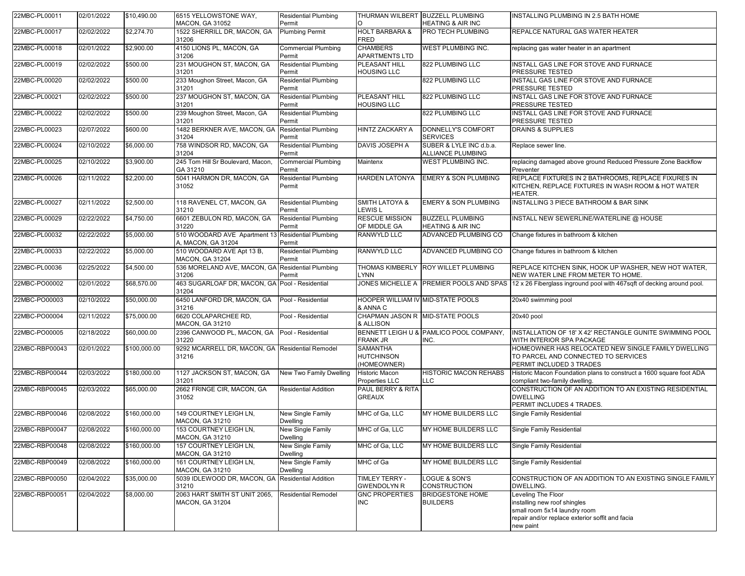| | | | | | | | |
|---|---|---|---|---|---|---|---|
| 22MBC-PL00011 | 02/01/2022 | $10,490.00 | 6515 YELLOWSTONE WAY, MACON, GA 31052 | Residential Plumbing Permit | THURMAN WILBERT O | BUZZELL PLUMBING HEATING & AIR INC | INSTALLING PLUMBING IN 2.5 BATH HOME |
| 22MBC-PL00017 | 02/02/2022 | $2,274.70 | 1522 SHERRILL DR, MACON, GA 31206 | Plumbing Permit | HOLT BARBARA & FRED | PRO TECH PLUMBING | REPALCE NATURAL GAS WATER HEATER |
| 22MBC-PL00018 | 02/01/2022 | $2,900.00 | 4150 LIONS PL, MACON, GA 31206 | Commercial Plumbing Permit | CHAMBERS APARTMENTS LTD | WEST PLUMBING INC. | replacing gas water heater in an apartment |
| 22MBC-PL00019 | 02/02/2022 | $500.00 | 231 MOUGHON ST, MACON, GA 31201 | Residential Plumbing Permit | PLEASANT HILL HOUSING LLC | 822 PLUMBING LLC | INSTALL GAS LINE FOR STOVE AND FURNACE PRESSURE TESTED |
| 22MBC-PL00020 | 02/02/2022 | $500.00 | 233 Moughon Street, Macon, GA 31201 | Residential Plumbing Permit | | 822 PLUMBING LLC | INSTALL GAS LINE FOR STOVE AND FURNACE PRESSURE TESTED |
| 22MBC-PL00021 | 02/02/2022 | $500.00 | 237 MOUGHON ST, MACON, GA 31201 | Residential Plumbing Permit | PLEASANT HILL HOUSING LLC | 822 PLUMBING LLC | INSTALL GAS LINE FOR STOVE AND FURNACE PRESSURE TESTED |
| 22MBC-PL00022 | 02/02/2022 | $500.00 | 239 Moughon Street, Macon, GA 31201 | Residential Plumbing Permit | | 822 PLUMBING LLC | INSTALL GAS LINE FOR STOVE AND FURNACE PRESSURE TESTED |
| 22MBC-PL00023 | 02/07/2022 | $600.00 | 1482 BERKNER AVE, MACON, GA 31204 | Residential Plumbing Permit | HINTZ ZACKARY A | DONNELLY'S COMFORT SERVICES | DRAINS & SUPPLIES |
| 22MBC-PL00024 | 02/10/2022 | $6,000.00 | 758 WINDSOR RD, MACON, GA 31204 | Residential Plumbing Permit | DAVIS JOSEPH A | SUBER & LYLE INC d.b.a. ALLIANCE PLUMBING | Replace sewer line. |
| 22MBC-PL00025 | 02/10/2022 | $3,900.00 | 245 Tom Hill Sr Boulevard, Macon, GA 31210 | Commercial Plumbing Permit | Maintenx | WEST PLUMBING INC. | replacing damaged above ground Reduced Pressure Zone Backflow Preventer |
| 22MBC-PL00026 | 02/11/2022 | $2,200.00 | 5041 HARMON DR, MACON, GA 31052 | Residential Plumbing Permit | HARDEN LATONYA | EMERY & SON PLUMBING | REPLACE FIXTURES IN 2 BATHROOMS, REPLACE FIXURES IN KITCHEN, REPLACE FIXTURES IN WASH ROOM & HOT WATER HEATER. |
| 22MBC-PL00027 | 02/11/2022 | $2,500.00 | 118 RAVENEL CT, MACON, GA 31210 | Residential Plumbing Permit | SMITH LATOYA & LEWIS L | EMERY & SON PLUMBING | INSTALLING 3 PIECE BATHROOM & BAR SINK |
| 22MBC-PL00029 | 02/22/2022 | $4,750.00 | 6601 ZEBULON RD, MACON, GA 31220 | Residential Plumbing Permit | RESCUE MISSION OF MIDDLE GA | BUZZELL PLUMBING HEATING & AIR INC | INSTALL NEW SEWERLINE/WATERLINE @ HOUSE |
| 22MBC-PL00032 | 02/22/2022 | $5,000.00 | 510 WOODARD AVE Apartment 13 A, MACON, GA 31204 | Residential Plumbing Permit | RANWYLD LLC | ADVANCED PLUMBING CO | Change fixtures in bathroom & kitchen |
| 22MBC-PL00033 | 02/22/2022 | $5,000.00 | 510 WOODARD AVE Apt 13 B, MACON, GA 31204 | Residential Plumbing Permit | RANWYLD LLC | ADVANCED PLUMBING CO | Change fixtures in bathroom & kitchen |
| 22MBC-PL00036 | 02/25/2022 | $4,500.00 | 536 MORELAND AVE, MACON, GA 31206 | Residential Plumbing Permit | THOMAS KIMBERLY LYNN | ROY WILLET PLUMBING | REPLACE KITCHEN SINK, HOOK UP WASHER, NEW HOT WATER, NEW WATER LINE FROM METER TO HOME. |
| 22MBC-PO00002 | 02/01/2022 | $68,570.00 | 463 SUGARLOAF DR, MACON, GA 31204 | Pool - Residential | JONES MICHELLE A | PREMIER POOLS AND SPAS | 12 x 26 Fiberglass inground pool with 467sqft of decking around pool. |
| 22MBC-PO00003 | 02/10/2022 | $50,000.00 | 6450 LANFORD DR, MACON, GA 31216 | Pool - Residential | HOOPER WILLIAM IV & ANNA C | MID-STATE POOLS | 20x40 swimming pool |
| 22MBC-PO00004 | 02/11/2022 | $75,000.00 | 6620 COLAPARCHEE RD, MACON, GA 31210 | Pool - Residential | CHAPMAN JASON R & ALLISON | MID-STATE POOLS | 20x40 pool |
| 22MBC-PO00005 | 02/18/2022 | $60,000.00 | 2396 CANWOOD PL, MACON, GA 31220 | Pool - Residential | BENNETT LEIGH U & FRANK JR | PAMLICO POOL COMPANY, INC. | INSTALLATION OF 18' X 42' RECTANGLE GUNITE SWIMMING POOL WITH INTERIOR SPA PACKAGE |
| 22MBC-RBP00043 | 02/01/2022 | $100,000.00 | 9292 MCARRELL DR, MACON, GA 31216 | Residential Remodel | SAMANTHA HUTCHINSON (HOMEOWNER) | | HOMEOWNER HAS RELOCATED NEW SINGLE FAMILY DWELLING TO PARCEL AND CONNECTED TO SERVICES PERMIT INCLUDED 3 TRADES |
| 22MBC-RBP00044 | 02/03/2022 | $180,000.00 | 1127 JACKSON ST, MACON, GA 31201 | New Two Family Dwelling | Historic Macon Properties LLC | HISTORIC MACON REHABS LLC | Historic Macon Foundation plans to construct a 1600 square foot ADA compliant two-family dwelling. |
| 22MBC-RBP00045 | 02/03/2022 | $65,000.00 | 2662 FRINGE CIR, MACON, GA 31052 | Residential Addition | PAUL BERRY & RITA GREAUX | | CONSTRUCTION OF AN ADDITION TO AN EXISTING RESIDENTIAL DWELLING PERMIT INCLUDES 4 TRADES. |
| 22MBC-RBP00046 | 02/08/2022 | $160,000.00 | 149 COURTNEY LEIGH LN, MACON, GA 31210 | New Single Family Dwelling | MHC of Ga, LLC | MY HOME BUILDERS LLC | Single Family Residential |
| 22MBC-RBP00047 | 02/08/2022 | $160,000.00 | 153 COURTNEY LEIGH LN, MACON, GA 31210 | New Single Family Dwelling | MHC of Ga, LLC | MY HOME BUILDERS LLC | Single Family Residential |
| 22MBC-RBP00048 | 02/08/2022 | $160,000.00 | 157 COURTNEY LEIGH LN, MACON, GA 31210 | New Single Family Dwelling | MHC of Ga, LLC | MY HOME BUILDERS LLC | Single Family Residential |
| 22MBC-RBP00049 | 02/08/2022 | $160,000.00 | 161 COURTNEY LEIGH LN, MACON, GA 31210 | New Single Family Dwelling | MHC of Ga | MY HOME BUILDERS LLC | Single Family Residential |
| 22MBC-RBP00050 | 02/04/2022 | $35,000.00 | 5039 IDLEWOOD DR, MACON, GA 31210 | Residential Addition | TIMLEY TERRY - GWENDOLYN R | LOGUE & SON'S CONSTRUCTION | CONSTRUCTION OF AN ADDITION TO AN EXISTING SINGLE FAMILY DWELLING. |
| 22MBC-RBP00051 | 02/04/2022 | $8,000.00 | 2063 HART SMITH ST UNIT 2065, MACON, GA 31204 | Residential Remodel | GNC PROPERTIES INC | BRIDGESTONE HOME BUILDERS | Leveling The Floor installing new roof shingles small room 5x14 laundry room repair and/or replace exterior soffit and facia new paint |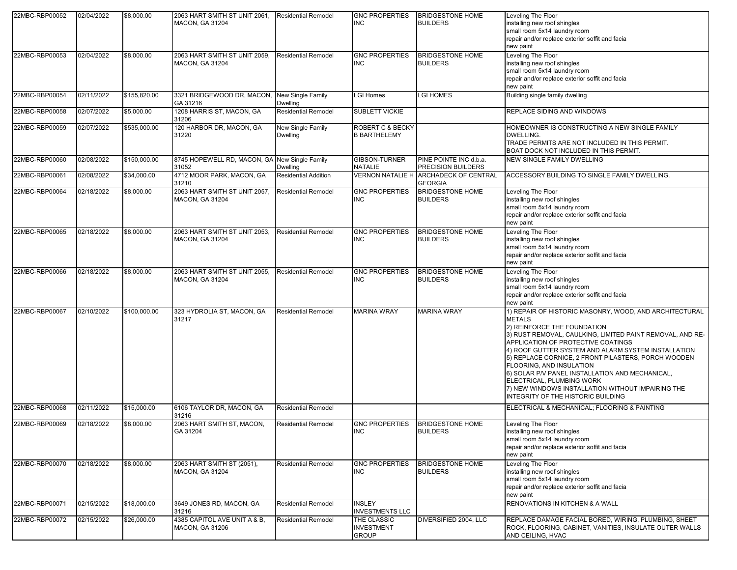| | | | | | | | | |
|---|---|---|---|---|---|---|---|---|
| 22MBC-RBP00052 | 02/04/2022 | $8,000.00 | 2063 HART SMITH ST UNIT 2061, MACON, GA 31204 | Residential Remodel | GNC PROPERTIES INC | BRIDGESTONE HOME BUILDERS | Leveling The Floor<br>installing new roof shingles<br>small room 5x14 laundry room<br>repair and/or replace exterior soffit and facia<br>new paint |
| 22MBC-RBP00053 | 02/04/2022 | $8,000.00 | 2063 HART SMITH ST UNIT 2059, MACON, GA 31204 | Residential Remodel | GNC PROPERTIES INC | BRIDGESTONE HOME BUILDERS | Leveling The Floor<br>installing new roof shingles<br>small room 5x14 laundry room<br>repair and/or replace exterior soffit and facia<br>new paint |
| 22MBC-RBP00054 | 02/11/2022 | $155,820.00 | 3321 BRIDGEWOOD DR, MACON, GA 31216 | New Single Family Dwelling | LGI Homes | LGI HOMES | Building single family dwelling |
| 22MBC-RBP00058 | 02/07/2022 | $5,000.00 | 1208 HARRIS ST, MACON, GA 31206 | Residential Remodel | SUBLETT VICKIE | | REPLACE SIDING AND WINDOWS |
| 22MBC-RBP00059 | 02/07/2022 | $535,000.00 | 120 HARBOR DR, MACON, GA 31220 | New Single Family Dwelling | ROBERT C & BECKY B BARTHELEMY | | HOMEOWNER IS CONSTRUCTING A NEW SINGLE FAMILY DWELLING.<br>TRADE PERMITS ARE NOT INCLUDED IN THIS PERMIT.<br>BOAT DOCK NOT INCLUDED IN THIS PERMIT. |
| 22MBC-RBP00060 | 02/08/2022 | $150,000.00 | 8745 HOPEWELL RD, MACON, GA 31052 | New Single Family Dwelling | GIBSON-TURNER NATALIE | PINE POINTE INC d.b.a. PRECISION BUILDERS | NEW SINGLE FAMILY DWELLING |
| 22MBC-RBP00061 | 02/08/2022 | $34,000.00 | 4712 MOOR PARK, MACON, GA 31210 | Residential Addition | VERNON NATALIE H | ARCHADECK OF CENTRAL GEORGIA | ACCESSORY BUILDING TO SINGLE FAMILY DWELLING. |
| 22MBC-RBP00064 | 02/18/2022 | $8,000.00 | 2063 HART SMITH ST UNIT 2057, MACON, GA 31204 | Residential Remodel | GNC PROPERTIES INC | BRIDGESTONE HOME BUILDERS | Leveling The Floor<br>installing new roof shingles<br>small room 5x14 laundry room<br>repair and/or replace exterior soffit and facia<br>new paint |
| 22MBC-RBP00065 | 02/18/2022 | $8,000.00 | 2063 HART SMITH ST UNIT 2053, MACON, GA 31204 | Residential Remodel | GNC PROPERTIES INC | BRIDGESTONE HOME BUILDERS | Leveling The Floor<br>installing new roof shingles<br>small room 5x14 laundry room<br>repair and/or replace exterior soffit and facia<br>new paint |
| 22MBC-RBP00066 | 02/18/2022 | $8,000.00 | 2063 HART SMITH ST UNIT 2055, MACON, GA 31204 | Residential Remodel | GNC PROPERTIES INC | BRIDGESTONE HOME BUILDERS | Leveling The Floor<br>installing new roof shingles<br>small room 5x14 laundry room<br>repair and/or replace exterior soffit and facia<br>new paint |
| 22MBC-RBP00067 | 02/10/2022 | $100,000.00 | 323 HYDROLIA ST, MACON, GA 31217 | Residential Remodel | MARINA WRAY | MARINA WRAY | 1) REPAIR OF HISTORIC MASONRY, WOOD, AND ARCHITECTURAL METALS<br>2) REINFORCE THE FOUNDATION<br>3) RUST REMOVAL, CAULKING, LIMITED PAINT REMOVAL, AND RE-APPLICATION OF PROTECTIVE COATINGS<br>4) ROOF GUTTER SYSTEM AND ALARM SYSTEM INSTALLATION<br>5) REPLACE CORNICE, 2 FRONT PILASTERS, PORCH WOODEN FLOORING, AND INSULATION<br>6) SOLAR P/V PANEL INSTALLATION AND MECHANICAL, ELECTRICAL, PLUMBING WORK<br>7) NEW WINDOWS INSTALLATION WITHOUT IMPAIRING THE INTEGRITY OF THE HISTORIC BUILDING |
| 22MBC-RBP00068 | 02/11/2022 | $15,000.00 | 6106 TAYLOR DR, MACON, GA 31216 | Residential Remodel | | | ELECTRICAL & MECHANICAL; FLOORING & PAINTING |
| 22MBC-RBP00069 | 02/18/2022 | $8,000.00 | 2063 HART SMITH ST, MACON, GA 31204 | Residential Remodel | GNC PROPERTIES INC | BRIDGESTONE HOME BUILDERS | Leveling The Floor<br>installing new roof shingles<br>small room 5x14 laundry room<br>repair and/or replace exterior soffit and facia<br>new paint |
| 22MBC-RBP00070 | 02/18/2022 | $8,000.00 | 2063 HART SMITH ST (2051), MACON, GA 31204 | Residential Remodel | GNC PROPERTIES INC | BRIDGESTONE HOME BUILDERS | Leveling The Floor<br>installing new roof shingles<br>small room 5x14 laundry room<br>repair and/or replace exterior soffit and facia<br>new paint |
| 22MBC-RBP00071 | 02/15/2022 | $18,000.00 | 3649 JONES RD, MACON, GA 31216 | Residential Remodel | INSLEY INVESTMENTS LLC | | RENOVATIONS IN KITCHEN & A WALL |
| 22MBC-RBP00072 | 02/15/2022 | $26,000.00 | 4385 CAPITOL AVE UNIT A & B, MACON, GA 31206 | Residential Remodel | THE CLASSIC INVESTMENT GROUP | DIVERSIFIED 2004, LLC | REPLACE DAMAGE FACIAL BORED, WIRING, PLUMBING, SHEET ROCK, FLOORING, CABINET, VANITIES, INSULATE OUTER WALLS AND CEILING, HVAC |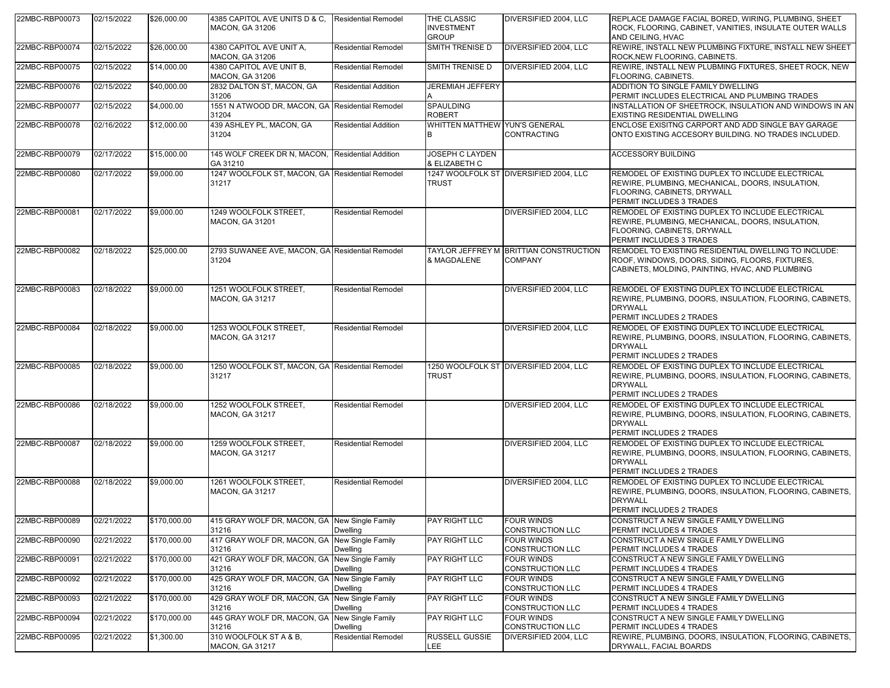| 22MBC-RBP00073 | 02/15/2022 | $26,000.00 | 4385 CAPITOL AVE UNITS D & C, MACON, GA 31206 | Residential Remodel | THE CLASSIC INVESTMENT GROUP | DIVERSIFIED 2004, LLC | REPLACE DAMAGE FACIAL BORED, WIRING, PLUMBING, SHEET ROCK, FLOORING, CABINET, VANITIES, INSULATE OUTER WALLS AND CEILING, HVAC |
|---|---|---|---|---|---|---|---|
| 22MBC-RBP00074 | 02/15/2022 | $26,000.00 | 4380 CAPITOL AVE UNIT A, MACON, GA 31206 | Residential Remodel | SMITH TRENISE D | DIVERSIFIED 2004, LLC | REWIRE, INSTALL NEW PLUMBING FIXTURE, INSTALL NEW SHEET ROCK,NEW FLOORING, CABINETS. |
| 22MBC-RBP00075 | 02/15/2022 | $14,000.00 | 4380 CAPITOL AVE UNIT B, MACON, GA 31206 | Residential Remodel | SMITH TRENISE D | DIVERSIFIED 2004, LLC | REWIRE, INSTALL NEW PLUBMING FIXTURES, SHEET ROCK, NEW FLOORING, CABINETS. |
| 22MBC-RBP00076 | 02/15/2022 | $40,000.00 | 2832 DALTON ST, MACON, GA 31206 | Residential Addition | JEREMIAH JEFFERY A | | ADDITION TO SINGLE FAMILY DWELLING PERMIT INCLUDES ELECTRICAL AND PLUMBING TRADES |
| 22MBC-RBP00077 | 02/15/2022 | $4,000.00 | 1551 N ATWOOD DR, MACON, GA 31204 | Residential Remodel | SPAULDING ROBERT | | INSTALLATION OF SHEETROCK, INSULATION AND WINDOWS IN AN EXISTING RESIDENTIAL DWELLING |
| 22MBC-RBP00078 | 02/16/2022 | $12,000.00 | 439 ASHLEY PL, MACON, GA 31204 | Residential Addition | WHITTEN MATTHEW B | YUN'S GENERAL CONTRACTING | ENCLOSE EXISITNG CARPORT AND ADD SINGLE BAY GARAGE ONTO EXISTING ACCESORY BUILDING. NO TRADES INCLUDED. |
| 22MBC-RBP00079 | 02/17/2022 | $15,000.00 | 145 WOLF CREEK DR N, MACON, GA 31210 | Residential Addition | JOSEPH C LAYDEN & ELIZABETH C | | ACCESSORY BUILDING |
| 22MBC-RBP00080 | 02/17/2022 | $9,000.00 | 1247 WOOLFOLK ST, MACON, GA 31217 | Residential Remodel | 1247 WOOLFOLK ST TRUST | DIVERSIFIED 2004, LLC | REMODEL OF EXISTING DUPLEX TO INCLUDE ELECTRICAL REWIRE, PLUMBING, MECHANICAL, DOORS, INSULATION, FLOORING, CABINETS, DRYWALL PERMIT INCLUDES 3 TRADES |
| 22MBC-RBP00081 | 02/17/2022 | $9,000.00 | 1249 WOOLFOLK STREET, MACON, GA 31201 | Residential Remodel | | DIVERSIFIED 2004, LLC | REMODEL OF EXISTING DUPLEX TO INCLUDE ELECTRICAL REWIRE, PLUMBING, MECHANICAL, DOORS, INSULATION, FLOORING, CABINETS, DRYWALL PERMIT INCLUDES 3 TRADES |
| 22MBC-RBP00082 | 02/18/2022 | $25,000.00 | 2793 SUWANEE AVE, MACON, GA 31204 | Residential Remodel | TAYLOR JEFFREY M & MAGDALENE | BRITTIAN CONSTRUCTION COMPANY | REMODEL TO EXISTING RESIDENTIAL DWELLING TO INCLUDE: ROOF, WINDOWS, DOORS, SIDING, FLOORS, FIXTURES, CABINETS, MOLDING, PAINTING, HVAC, AND PLUMBING |
| 22MBC-RBP00083 | 02/18/2022 | $9,000.00 | 1251 WOOLFOLK STREET, MACON, GA 31217 | Residential Remodel | | DIVERSIFIED 2004, LLC | REMODEL OF EXISTING DUPLEX TO INCLUDE ELECTRICAL REWIRE, PLUMBING, DOORS, INSULATION, FLOORING, CABINETS, DRYWALL PERMIT INCLUDES 2 TRADES |
| 22MBC-RBP00084 | 02/18/2022 | $9,000.00 | 1253 WOOLFOLK STREET, MACON, GA 31217 | Residential Remodel | | DIVERSIFIED 2004, LLC | REMODEL OF EXISTING DUPLEX TO INCLUDE ELECTRICAL REWIRE, PLUMBING, DOORS, INSULATION, FLOORING, CABINETS, DRYWALL PERMIT INCLUDES 2 TRADES |
| 22MBC-RBP00085 | 02/18/2022 | $9,000.00 | 1250 WOOLFOLK ST, MACON, GA 31217 | Residential Remodel | 1250 WOOLFOLK ST TRUST | DIVERSIFIED 2004, LLC | REMODEL OF EXISTING DUPLEX TO INCLUDE ELECTRICAL REWIRE, PLUMBING, DOORS, INSULATION, FLOORING, CABINETS, DRYWALL PERMIT INCLUDES 2 TRADES |
| 22MBC-RBP00086 | 02/18/2022 | $9,000.00 | 1252 WOOLFOLK STREET, MACON, GA 31217 | Residential Remodel | | DIVERSIFIED 2004, LLC | REMODEL OF EXISTING DUPLEX TO INCLUDE ELECTRICAL REWIRE, PLUMBING, DOORS, INSULATION, FLOORING, CABINETS, DRYWALL PERMIT INCLUDES 2 TRADES |
| 22MBC-RBP00087 | 02/18/2022 | $9,000.00 | 1259 WOOLFOLK STREET, MACON, GA 31217 | Residential Remodel | | DIVERSIFIED 2004, LLC | REMODEL OF EXISTING DUPLEX TO INCLUDE ELECTRICAL REWIRE, PLUMBING, DOORS, INSULATION, FLOORING, CABINETS, DRYWALL PERMIT INCLUDES 2 TRADES |
| 22MBC-RBP00088 | 02/18/2022 | $9,000.00 | 1261 WOOLFOLK STREET, MACON, GA 31217 | Residential Remodel | | DIVERSIFIED 2004, LLC | REMODEL OF EXISTING DUPLEX TO INCLUDE ELECTRICAL REWIRE, PLUMBING, DOORS, INSULATION, FLOORING, CABINETS, DRYWALL PERMIT INCLUDES 2 TRADES |
| 22MBC-RBP00089 | 02/21/2022 | $170,000.00 | 415 GRAY WOLF DR, MACON, GA 31216 | New Single Family Dwelling | PAY RIGHT LLC | FOUR WINDS CONSTRUCTION LLC | CONSTRUCT A NEW SINGLE FAMILY DWELLING PERMIT INCLUDES 4 TRADES |
| 22MBC-RBP00090 | 02/21/2022 | $170,000.00 | 417 GRAY WOLF DR, MACON, GA 31216 | New Single Family Dwelling | PAY RIGHT LLC | FOUR WINDS CONSTRUCTION LLC | CONSTRUCT A NEW SINGLE FAMILY DWELLING PERMIT INCLUDES 4 TRADES |
| 22MBC-RBP00091 | 02/21/2022 | $170,000.00 | 421 GRAY WOLF DR, MACON, GA 31216 | New Single Family Dwelling | PAY RIGHT LLC | FOUR WINDS CONSTRUCTION LLC | CONSTRUCT A NEW SINGLE FAMILY DWELLING PERMIT INCLUDES 4 TRADES |
| 22MBC-RBP00092 | 02/21/2022 | $170,000.00 | 425 GRAY WOLF DR, MACON, GA 31216 | New Single Family Dwelling | PAY RIGHT LLC | FOUR WINDS CONSTRUCTION LLC | CONSTRUCT A NEW SINGLE FAMILY DWELLING PERMIT INCLUDES 4 TRADES |
| 22MBC-RBP00093 | 02/21/2022 | $170,000.00 | 429 GRAY WOLF DR, MACON, GA 31216 | New Single Family Dwelling | PAY RIGHT LLC | FOUR WINDS CONSTRUCTION LLC | CONSTRUCT A NEW SINGLE FAMILY DWELLING PERMIT INCLUDES 4 TRADES |
| 22MBC-RBP00094 | 02/21/2022 | $170,000.00 | 445 GRAY WOLF DR, MACON, GA 31216 | New Single Family Dwelling | PAY RIGHT LLC | FOUR WINDS CONSTRUCTION LLC | CONSTRUCT A NEW SINGLE FAMILY DWELLING PERMIT INCLUDES 4 TRADES |
| 22MBC-RBP00095 | 02/21/2022 | $1,300.00 | 310 WOOLFOLK ST A & B, MACON, GA 31217 | Residential Remodel | RUSSELL GUSSIE LEE | DIVERSIFIED 2004, LLC | REWIRE, PLUMBING, DOORS, INSULATION, FLOORING, CABINETS, DRYWALL, FACIAL BOARDS |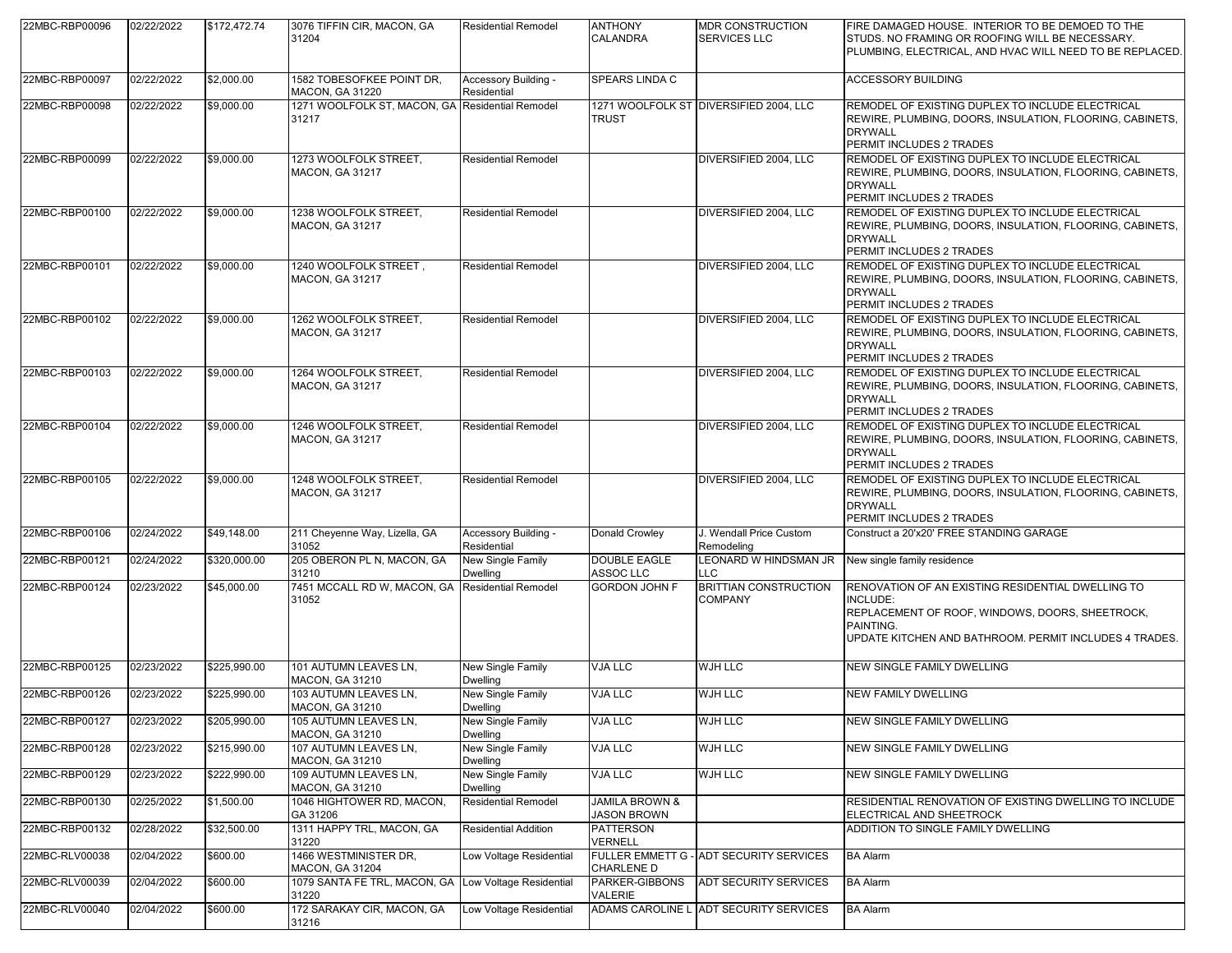| | | | | | | | |
|---|---|---|---|---|---|---|---|
| 22MBC-RBP00096 | 02/22/2022 | $172,472.74 | 3076 TIFFIN CIR, MACON, GA 31204 | Residential Remodel | ANTHONY CALANDRA | MDR CONSTRUCTION SERVICES LLC | FIRE DAMAGED HOUSE. INTERIOR TO BE DEMOED TO THE STUDS. NO FRAMING OR ROOFING WILL BE NECESSARY. PLUMBING, ELECTRICAL, AND HVAC WILL NEED TO BE REPLACED. |
| 22MBC-RBP00097 | 02/22/2022 | $2,000.00 | 1582 TOBESOFKEE POINT DR, MACON, GA 31220 | Accessory Building - Residential | SPEARS LINDA C | | ACCESSORY BUILDING |
| 22MBC-RBP00098 | 02/22/2022 | $9,000.00 | 1271 WOOLFOLK ST, MACON, GA 31217 | Residential Remodel | 1271 WOOLFOLK ST TRUST | DIVERSIFIED 2004, LLC | REMODEL OF EXISTING DUPLEX TO INCLUDE ELECTRICAL REWIRE, PLUMBING, DOORS, INSULATION, FLOORING, CABINETS, DRYWALL PERMIT INCLUDES 2 TRADES |
| 22MBC-RBP00099 | 02/22/2022 | $9,000.00 | 1273 WOOLFOLK STREET, MACON, GA 31217 | Residential Remodel | | DIVERSIFIED 2004, LLC | REMODEL OF EXISTING DUPLEX TO INCLUDE ELECTRICAL REWIRE, PLUMBING, DOORS, INSULATION, FLOORING, CABINETS, DRYWALL PERMIT INCLUDES 2 TRADES |
| 22MBC-RBP00100 | 02/22/2022 | $9,000.00 | 1238 WOOLFOLK STREET, MACON, GA 31217 | Residential Remodel | | DIVERSIFIED 2004, LLC | REMODEL OF EXISTING DUPLEX TO INCLUDE ELECTRICAL REWIRE, PLUMBING, DOORS, INSULATION, FLOORING, CABINETS, DRYWALL PERMIT INCLUDES 2 TRADES |
| 22MBC-RBP00101 | 02/22/2022 | $9,000.00 | 1240 WOOLFOLK STREET , MACON, GA 31217 | Residential Remodel | | DIVERSIFIED 2004, LLC | REMODEL OF EXISTING DUPLEX TO INCLUDE ELECTRICAL REWIRE, PLUMBING, DOORS, INSULATION, FLOORING, CABINETS, DRYWALL PERMIT INCLUDES 2 TRADES |
| 22MBC-RBP00102 | 02/22/2022 | $9,000.00 | 1262 WOOLFOLK STREET, MACON, GA 31217 | Residential Remodel | | DIVERSIFIED 2004, LLC | REMODEL OF EXISTING DUPLEX TO INCLUDE ELECTRICAL REWIRE, PLUMBING, DOORS, INSULATION, FLOORING, CABINETS, DRYWALL PERMIT INCLUDES 2 TRADES |
| 22MBC-RBP00103 | 02/22/2022 | $9,000.00 | 1264 WOOLFOLK STREET, MACON, GA 31217 | Residential Remodel | | DIVERSIFIED 2004, LLC | REMODEL OF EXISTING DUPLEX TO INCLUDE ELECTRICAL REWIRE, PLUMBING, DOORS, INSULATION, FLOORING, CABINETS, DRYWALL PERMIT INCLUDES 2 TRADES |
| 22MBC-RBP00104 | 02/22/2022 | $9,000.00 | 1246 WOOLFOLK STREET, MACON, GA 31217 | Residential Remodel | | DIVERSIFIED 2004, LLC | REMODEL OF EXISTING DUPLEX TO INCLUDE ELECTRICAL REWIRE, PLUMBING, DOORS, INSULATION, FLOORING, CABINETS, DRYWALL PERMIT INCLUDES 2 TRADES |
| 22MBC-RBP00105 | 02/22/2022 | $9,000.00 | 1248 WOOLFOLK STREET, MACON, GA 31217 | Residential Remodel | | DIVERSIFIED 2004, LLC | REMODEL OF EXISTING DUPLEX TO INCLUDE ELECTRICAL REWIRE, PLUMBING, DOORS, INSULATION, FLOORING, CABINETS, DRYWALL PERMIT INCLUDES 2 TRADES |
| 22MBC-RBP00106 | 02/24/2022 | $49,148.00 | 211 Cheyenne Way, Lizella, GA 31052 | Accessory Building - Residential | Donald Crowley | J. Wendall Price Custom Remodeling | Construct a 20'x20' FREE STANDING GARAGE |
| 22MBC-RBP00121 | 02/24/2022 | $320,000.00 | 205 OBERON PL N, MACON, GA 31210 | New Single Family Dwelling | DOUBLE EAGLE ASSOC LLC | LEONARD W HINDSMAN JR LLC | New single family residence |
| 22MBC-RBP00124 | 02/23/2022 | $45,000.00 | 7451 MCCALL RD W, MACON, GA 31052 | Residential Remodel | GORDON JOHN F | BRITTIAN CONSTRUCTION COMPANY | RENOVATION OF AN EXISTING RESIDENTIAL DWELLING TO INCLUDE: REPLACEMENT OF ROOF, WINDOWS, DOORS, SHEETROCK, PAINTING. UPDATE KITCHEN AND BATHROOM. PERMIT INCLUDES 4 TRADES. |
| 22MBC-RBP00125 | 02/23/2022 | $225,990.00 | 101 AUTUMN LEAVES LN, MACON, GA 31210 | New Single Family Dwelling | VJA LLC | WJH LLC | NEW SINGLE FAMILY DWELLING |
| 22MBC-RBP00126 | 02/23/2022 | $225,990.00 | 103 AUTUMN LEAVES LN, MACON, GA 31210 | New Single Family Dwelling | VJA LLC | WJH LLC | NEW FAMILY DWELLING |
| 22MBC-RBP00127 | 02/23/2022 | $205,990.00 | 105 AUTUMN LEAVES LN, MACON, GA 31210 | New Single Family Dwelling | VJA LLC | WJH LLC | NEW SINGLE FAMILY DWELLING |
| 22MBC-RBP00128 | 02/23/2022 | $215,990.00 | 107 AUTUMN LEAVES LN, MACON, GA 31210 | New Single Family Dwelling | VJA LLC | WJH LLC | NEW SINGLE FAMILY DWELLING |
| 22MBC-RBP00129 | 02/23/2022 | $222,990.00 | 109 AUTUMN LEAVES LN, MACON, GA 31210 | New Single Family Dwelling | VJA LLC | WJH LLC | NEW SINGLE FAMILY DWELLING |
| 22MBC-RBP00130 | 02/25/2022 | $1,500.00 | 1046 HIGHTOWER RD, MACON, GA 31206 | Residential Remodel | JAMILA BROWN & JASON BROWN | | RESIDENTIAL RENOVATION OF EXISTING DWELLING TO INCLUDE ELECTRICAL AND SHEETROCK |
| 22MBC-RBP00132 | 02/28/2022 | $32,500.00 | 1311 HAPPY TRL, MACON, GA 31220 | Residential Addition | PATTERSON VERNELL | | ADDITION TO SINGLE FAMILY DWELLING |
| 22MBC-RLV00038 | 02/04/2022 | $600.00 | 1466 WESTMINISTER DR, MACON, GA 31204 | Low Voltage Residential | FULLER EMMETT G - CHARLENE D | ADT SECURITY SERVICES | BA Alarm |
| 22MBC-RLV00039 | 02/04/2022 | $600.00 | 1079 SANTA FE TRL, MACON, GA 31220 | Low Voltage Residential | PARKER-GIBBONS VALERIE | ADT SECURITY SERVICES | BA Alarm |
| 22MBC-RLV00040 | 02/04/2022 | $600.00 | 172 SARAKAY CIR, MACON, GA 31216 | Low Voltage Residential | ADAMS CAROLINE L | ADT SECURITY SERVICES | BA Alarm |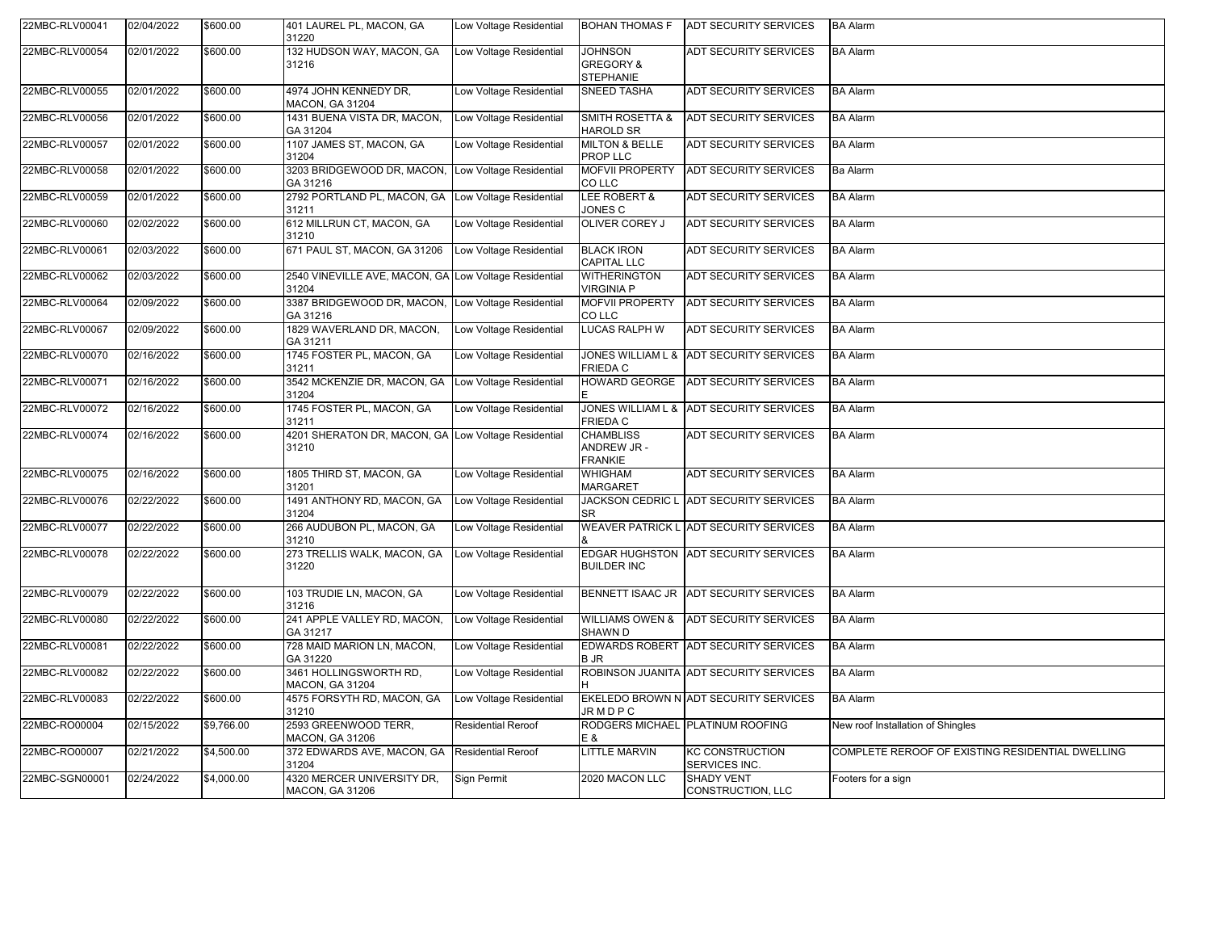| | | | | | | | |
|---|---|---|---|---|---|---|---|
| 22MBC-RLV00041 | 02/04/2022 | $600.00 | 401 LAUREL PL, MACON, GA 31220 | Low Voltage Residential | BOHAN THOMAS F | ADT SECURITY SERVICES | BA Alarm |
| 22MBC-RLV00054 | 02/01/2022 | $600.00 | 132 HUDSON WAY, MACON, GA 31216 | Low Voltage Residential | JOHNSON GREGORY & STEPHANIE | ADT SECURITY SERVICES | BA Alarm |
| 22MBC-RLV00055 | 02/01/2022 | $600.00 | 4974 JOHN KENNEDY DR, MACON, GA 31204 | Low Voltage Residential | SNEED TASHA | ADT SECURITY SERVICES | BA Alarm |
| 22MBC-RLV00056 | 02/01/2022 | $600.00 | 1431 BUENA VISTA DR, MACON, GA 31204 | Low Voltage Residential | SMITH ROSETTA & HAROLD SR | ADT SECURITY SERVICES | BA Alarm |
| 22MBC-RLV00057 | 02/01/2022 | $600.00 | 1107 JAMES ST, MACON, GA 31204 | Low Voltage Residential | MILTON & BELLE PROP LLC | ADT SECURITY SERVICES | BA Alarm |
| 22MBC-RLV00058 | 02/01/2022 | $600.00 | 3203 BRIDGEWOOD DR, MACON, GA 31216 | Low Voltage Residential | MOFVII PROPERTY CO LLC | ADT SECURITY SERVICES | Ba Alarm |
| 22MBC-RLV00059 | 02/01/2022 | $600.00 | 2792 PORTLAND PL, MACON, GA 31211 | Low Voltage Residential | LEE ROBERT & JONES C | ADT SECURITY SERVICES | BA Alarm |
| 22MBC-RLV00060 | 02/02/2022 | $600.00 | 612 MILLRUN CT, MACON, GA 31210 | Low Voltage Residential | OLIVER COREY J | ADT SECURITY SERVICES | BA Alarm |
| 22MBC-RLV00061 | 02/03/2022 | $600.00 | 671 PAUL ST, MACON, GA 31206 | Low Voltage Residential | BLACK IRON CAPITAL LLC | ADT SECURITY SERVICES | BA Alarm |
| 22MBC-RLV00062 | 02/03/2022 | $600.00 | 2540 VINEVILLE AVE, MACON, GA 31204 | Low Voltage Residential | WITHERINGTON VIRGINIA P | ADT SECURITY SERVICES | BA Alarm |
| 22MBC-RLV00064 | 02/09/2022 | $600.00 | 3387 BRIDGEWOOD DR, MACON, GA 31216 | Low Voltage Residential | MOFVII PROPERTY CO LLC | ADT SECURITY SERVICES | BA Alarm |
| 22MBC-RLV00067 | 02/09/2022 | $600.00 | 1829 WAVERLAND DR, MACON, GA 31211 | Low Voltage Residential | LUCAS RALPH W | ADT SECURITY SERVICES | BA Alarm |
| 22MBC-RLV00070 | 02/16/2022 | $600.00 | 1745 FOSTER PL, MACON, GA 31211 | Low Voltage Residential | JONES WILLIAM L & FRIEDA C | ADT SECURITY SERVICES | BA Alarm |
| 22MBC-RLV00071 | 02/16/2022 | $600.00 | 3542 MCKENZIE DR, MACON, GA 31204 | Low Voltage Residential | HOWARD GEORGE E | ADT SECURITY SERVICES | BA Alarm |
| 22MBC-RLV00072 | 02/16/2022 | $600.00 | 1745 FOSTER PL, MACON, GA 31211 | Low Voltage Residential | JONES WILLIAM L & FRIEDA C | ADT SECURITY SERVICES | BA Alarm |
| 22MBC-RLV00074 | 02/16/2022 | $600.00 | 4201 SHERATON DR, MACON, GA 31210 | Low Voltage Residential | CHAMBLISS ANDREW JR - FRANKIE | ADT SECURITY SERVICES | BA Alarm |
| 22MBC-RLV00075 | 02/16/2022 | $600.00 | 1805 THIRD ST, MACON, GA 31201 | Low Voltage Residential | WHIGHAM MARGARET | ADT SECURITY SERVICES | BA Alarm |
| 22MBC-RLV00076 | 02/22/2022 | $600.00 | 1491 ANTHONY RD, MACON, GA 31204 | Low Voltage Residential | JACKSON CEDRIC L SR | ADT SECURITY SERVICES | BA Alarm |
| 22MBC-RLV00077 | 02/22/2022 | $600.00 | 266 AUDUBON PL, MACON, GA 31210 | Low Voltage Residential | WEAVER PATRICK L & | ADT SECURITY SERVICES | BA Alarm |
| 22MBC-RLV00078 | 02/22/2022 | $600.00 | 273 TRELLIS WALK, MACON, GA 31220 | Low Voltage Residential | EDGAR HUGHSTON BUILDER INC | ADT SECURITY SERVICES | BA Alarm |
| 22MBC-RLV00079 | 02/22/2022 | $600.00 | 103 TRUDIE LN, MACON, GA 31216 | Low Voltage Residential | BENNETT ISAAC JR | ADT SECURITY SERVICES | BA Alarm |
| 22MBC-RLV00080 | 02/22/2022 | $600.00 | 241 APPLE VALLEY RD, MACON, GA 31217 | Low Voltage Residential | WILLIAMS OWEN & SHAWN D | ADT SECURITY SERVICES | BA Alarm |
| 22MBC-RLV00081 | 02/22/2022 | $600.00 | 728 MAID MARION LN, MACON, GA 31220 | Low Voltage Residential | EDWARDS ROBERT B JR | ADT SECURITY SERVICES | BA Alarm |
| 22MBC-RLV00082 | 02/22/2022 | $600.00 | 3461 HOLLINGSWORTH RD, MACON, GA 31204 | Low Voltage Residential | ROBINSON JUANITA H | ADT SECURITY SERVICES | BA Alarm |
| 22MBC-RLV00083 | 02/22/2022 | $600.00 | 4575 FORSYTH RD, MACON, GA 31210 | Low Voltage Residential | EKELEDO BROWN N JR M D P C | ADT SECURITY SERVICES | BA Alarm |
| 22MBC-RO00004 | 02/15/2022 | $9,766.00 | 2593 GREENWOOD TERR, MACON, GA 31206 | Residential Reroof | RODGERS MICHAEL E & | PLATINUM ROOFING | New roof Installation of Shingles |
| 22MBC-RO00007 | 02/21/2022 | $4,500.00 | 372 EDWARDS AVE, MACON, GA 31204 | Residential Reroof | LITTLE MARVIN | KC CONSTRUCTION SERVICES INC. | COMPLETE REROOF OF EXISTING RESIDENTIAL DWELLING |
| 22MBC-SGN00001 | 02/24/2022 | $4,000.00 | 4320 MERCER UNIVERSITY DR, MACON, GA 31206 | Sign Permit | 2020 MACON LLC | SHADY VENT CONSTRUCTION, LLC | Footers for a sign |